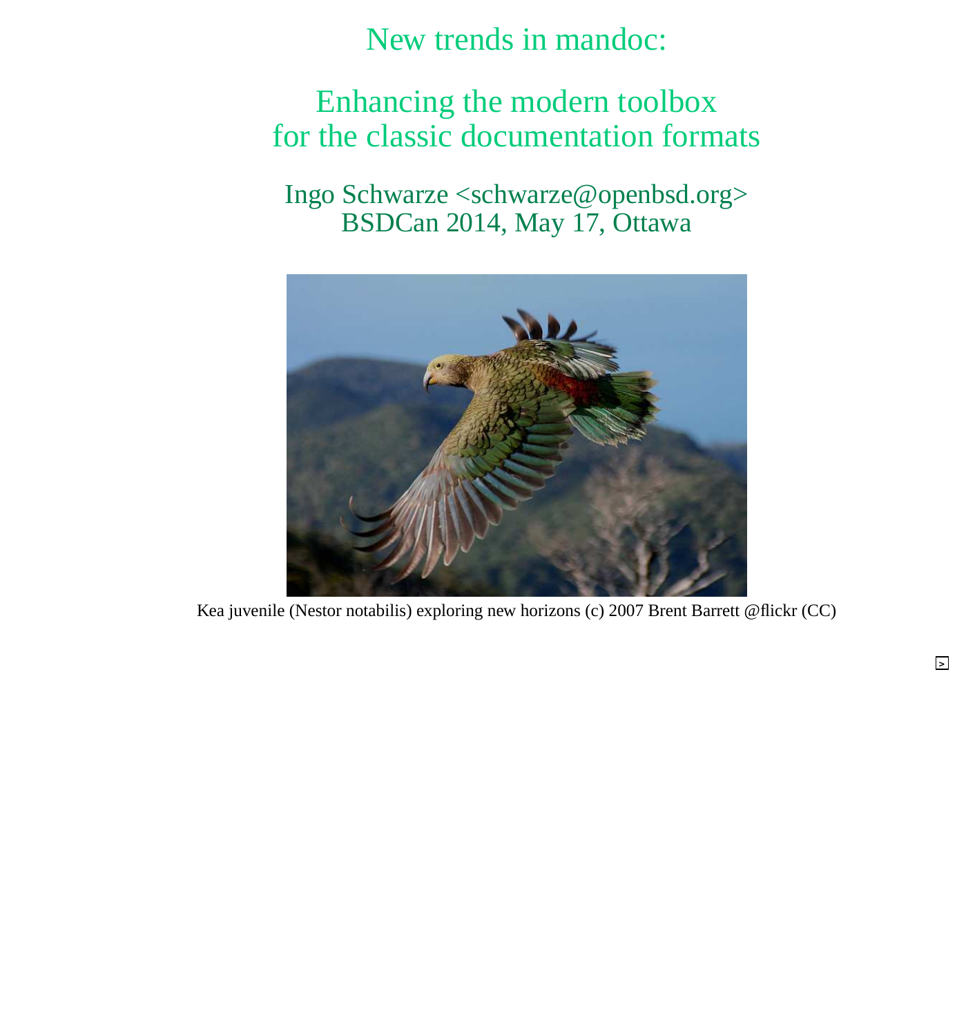# New trends in mandoc:

## Enhancing the modern toolbox for the classic documentation formats

Ingo Schwarze <schwarze@openbsd.org>
BSDCan 2014, May 17, Ottawa

Kea juvenile (Nestor notabilis) exploring new horizons (c) 2007 Brent Barrett @flickr (CC)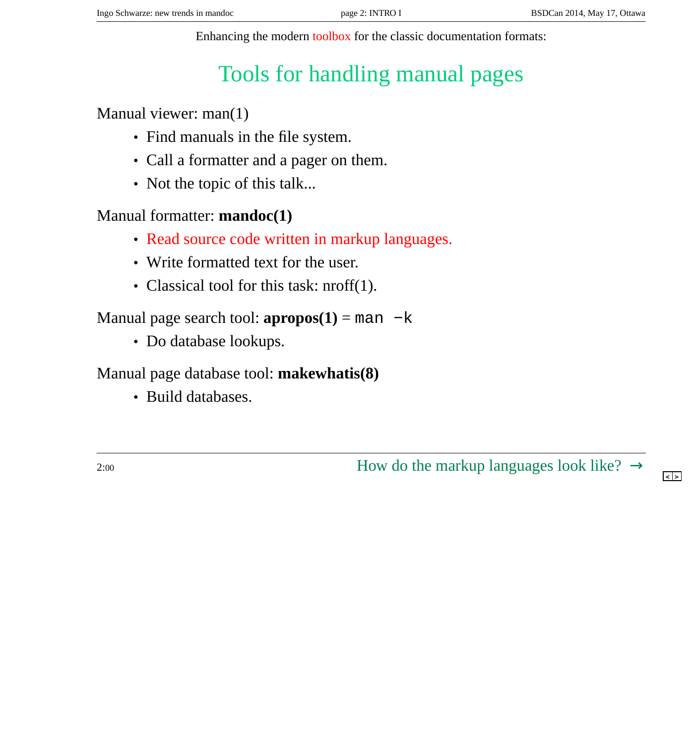Enhancing the modern toolbox for the classic documentation formats:

# Tools for handling manual pages

Manual viewer: man(1)

- Find manuals in the file system.
- Call a formatter and a pager on them.
- Not the topic of this talk...

Manual formatter: **mandoc(1)**

- Read source code written in markup languages.
- Write formatted text for the user.
- Classical tool for this task: nroff(1).

Manual page search tool: **apropos(1)** = `man -k`

- Do database lookups.

Manual page database tool: **makewhatis(8)**

- Build databases.

2:00

How do the markup languages look like? →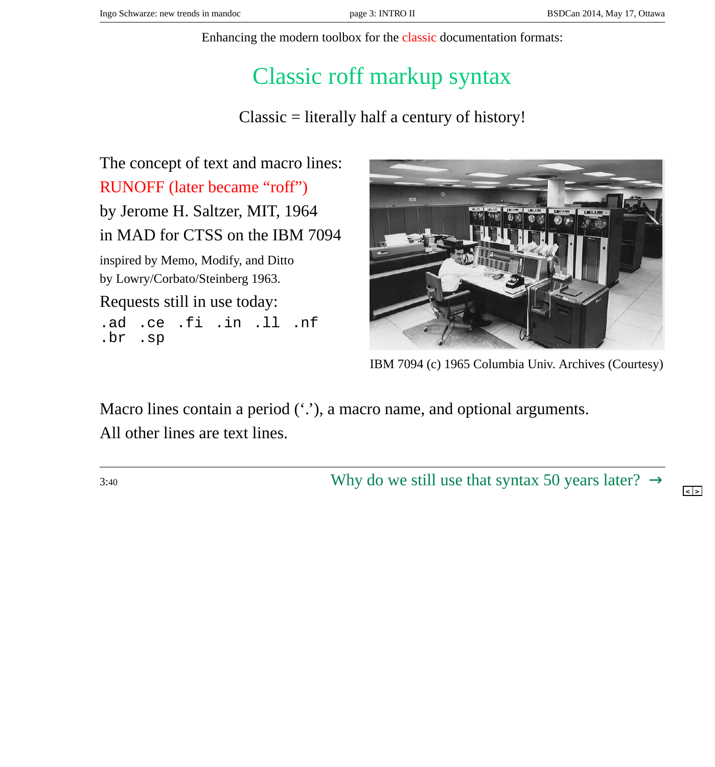Enhancing the modern toolbox for the classic documentation formats:

# Classic roff markup syntax

Classic = literally half a century of history!

The concept of text and macro lines:

RUNOFF (later became “roff”)

by Jerome H. Saltzer, MIT, 1964

in MAD for CTSS on the IBM 7094

inspired by Memo, Modify, and Ditto
by Lowry/Corbato/Steinberg 1963.

Requests still in use today:

```
.ad .ce .fi .in .ll .nf
.br .sp
```

IBM 7094 (c) 1965 Columbia Univ. Archives (Courtesy)

Macro lines contain a period (‘.’), a macro name, and optional arguments.
All other lines are text lines.

3:40

Why do we still use that syntax 50 years later? →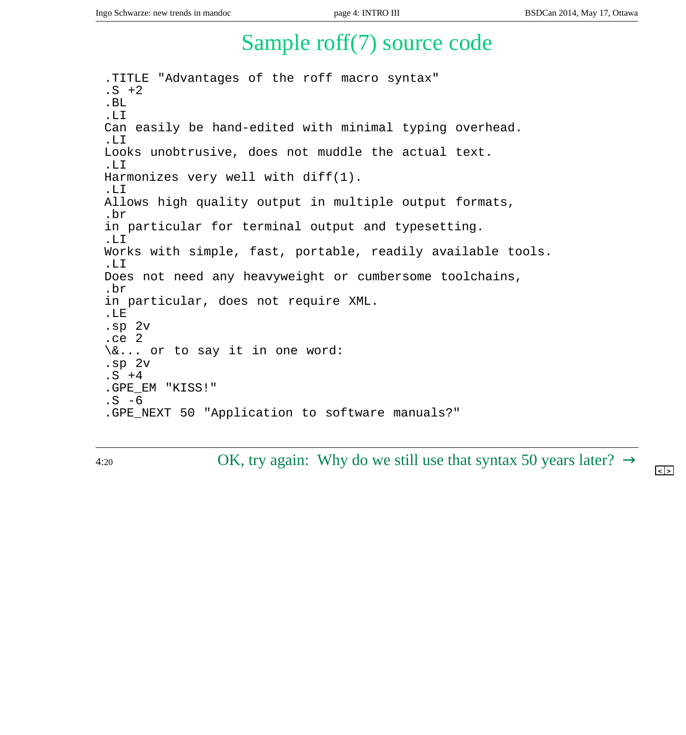# Sample roff(7) source code

```
.TITLE "Advantages of the roff macro syntax"
.S +2
.BL
.LI
Can easily be hand-edited with minimal typing overhead.
.LI
Looks unobtrusive, does not muddle the actual text.
.LI
Harmonizes very well with diff(1).
.LI
Allows high quality output in multiple output formats,
.br
in particular for terminal output and typesetting.
.LI
Works with simple, fast, portable, readily available tools.
.LI
Does not need any heavyweight or cumbersome toolchains,
.br
in particular, does not require XML.
.LE
.sp 2v
.ce 2
\&... or to say it in one word:
.sp 2v
.S +4
.GPE_EM "KISS!"
.S -6
.GPE_NEXT 50 "Application to software manuals?"
```

4:20

OK, try again: Why do we still use that syntax 50 years later? →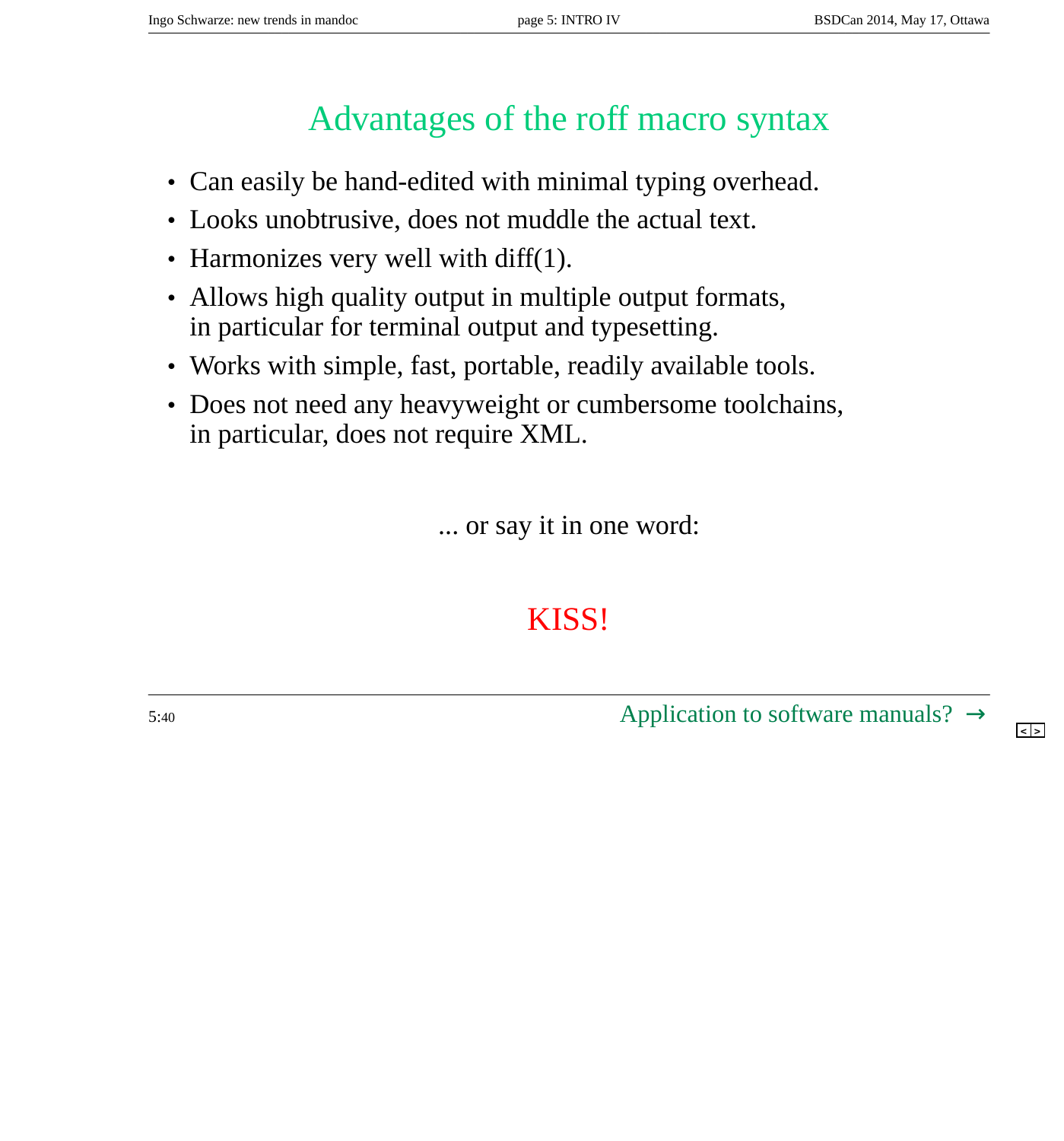# Advantages of the roff macro syntax

- Can easily be hand-edited with minimal typing overhead.
- Looks unobtrusive, does not muddle the actual text.
- Harmonizes very well with diff(1).
- Allows high quality output in multiple output formats, in particular for terminal output and typesetting.
- Works with simple, fast, portable, readily available tools.
- Does not need any heavyweight or cumbersome toolchains, in particular, does not require XML.

... or say it in one word:

KISS!

5:40

Application to software manuals? →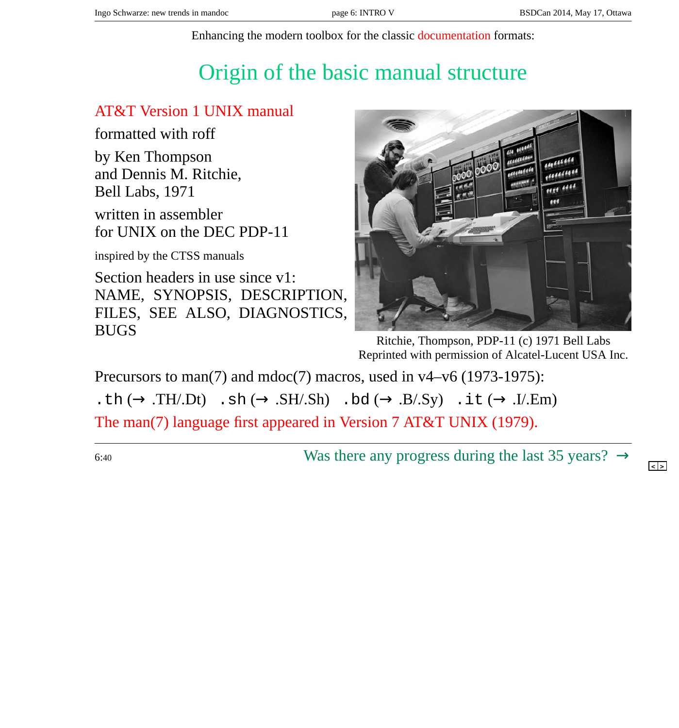Enhancing the modern toolbox for the classic documentation formats:

# Origin of the basic manual structure

AT&T Version 1 UNIX manual

formatted with roff

by Ken Thompson
and Dennis M. Ritchie,
Bell Labs, 1971

written in assembler
for UNIX on the DEC PDP-11

inspired by the CTSS manuals

Section headers in use since v1:
NAME, SYNOPSIS, DESCRIPTION, FILES, SEE ALSO, DIAGNOSTICS, BUGS

Ritchie, Thompson, PDP-11 (c) 1971 Bell Labs
Reprinted with permission of Alcatel-Lucent USA Inc.

Precursors to man(7) and mdoc(7) macros, used in v4–v6 (1973-1975):

`.th` (→ .TH/.Dt) `.sh` (→ .SH/.Sh) `.bd` (→ .B/.Sy) `.it` (→ .I/.Em)

The man(7) language first appeared in Version 7 AT&T UNIX (1979).

6:40

Was there any progress during the last 35 years? →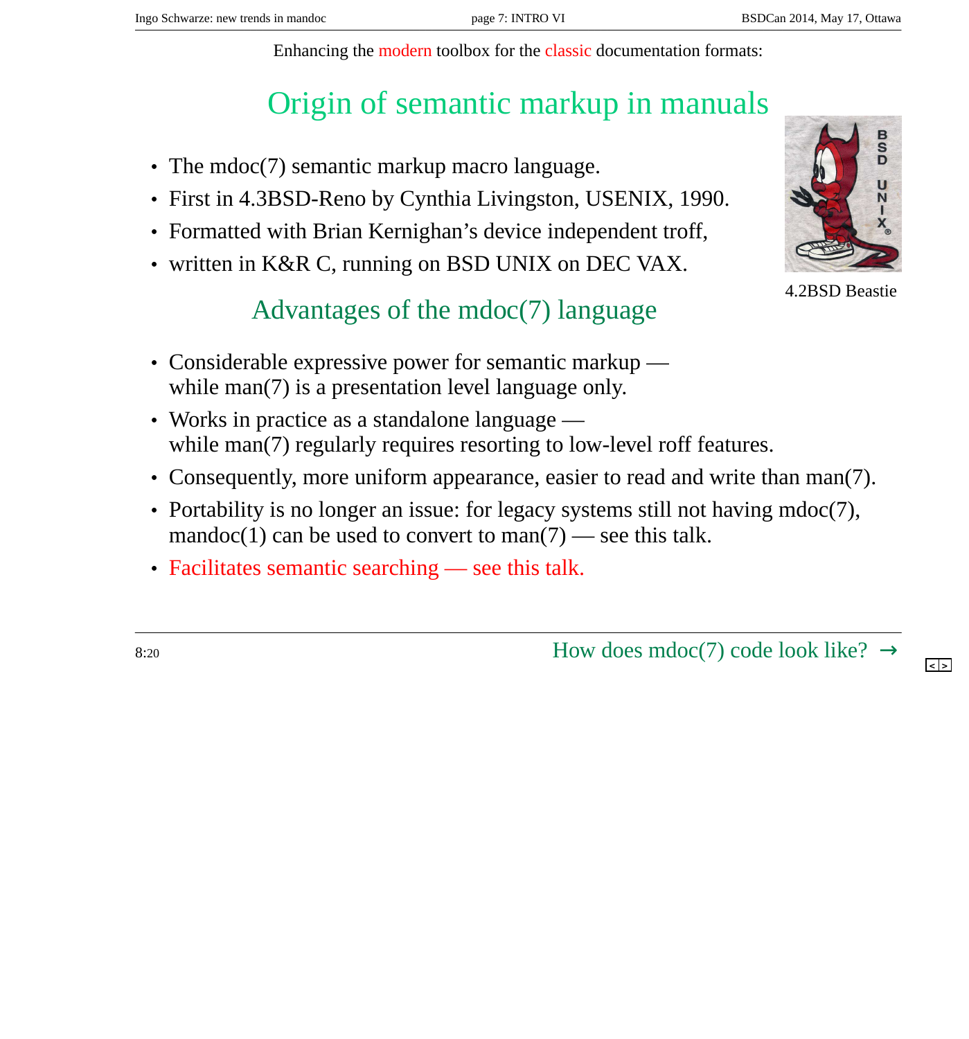Enhancing the modern toolbox for the classic documentation formats:

# Origin of semantic markup in manuals

- The mdoc(7) semantic markup macro language.
- First in 4.3BSD-Reno by Cynthia Livingston, USENIX, 1990.
- Formatted with Brian Kernighan's device independent troff,
- written in K&R C, running on BSD UNIX on DEC VAX.

4.2BSD Beastie

## Advantages of the mdoc(7) language

- Considerable expressive power for semantic markup — while man(7) is a presentation level language only.
- Works in practice as a standalone language — while man(7) regularly requires resorting to low-level roff features.
- Consequently, more uniform appearance, easier to read and write than man(7).
- Portability is no longer an issue: for legacy systems still not having mdoc(7), mandoc(1) can be used to convert to man(7) — see this talk.
- Facilitates semantic searching — see this talk.

8:20

How does mdoc(7) code look like? →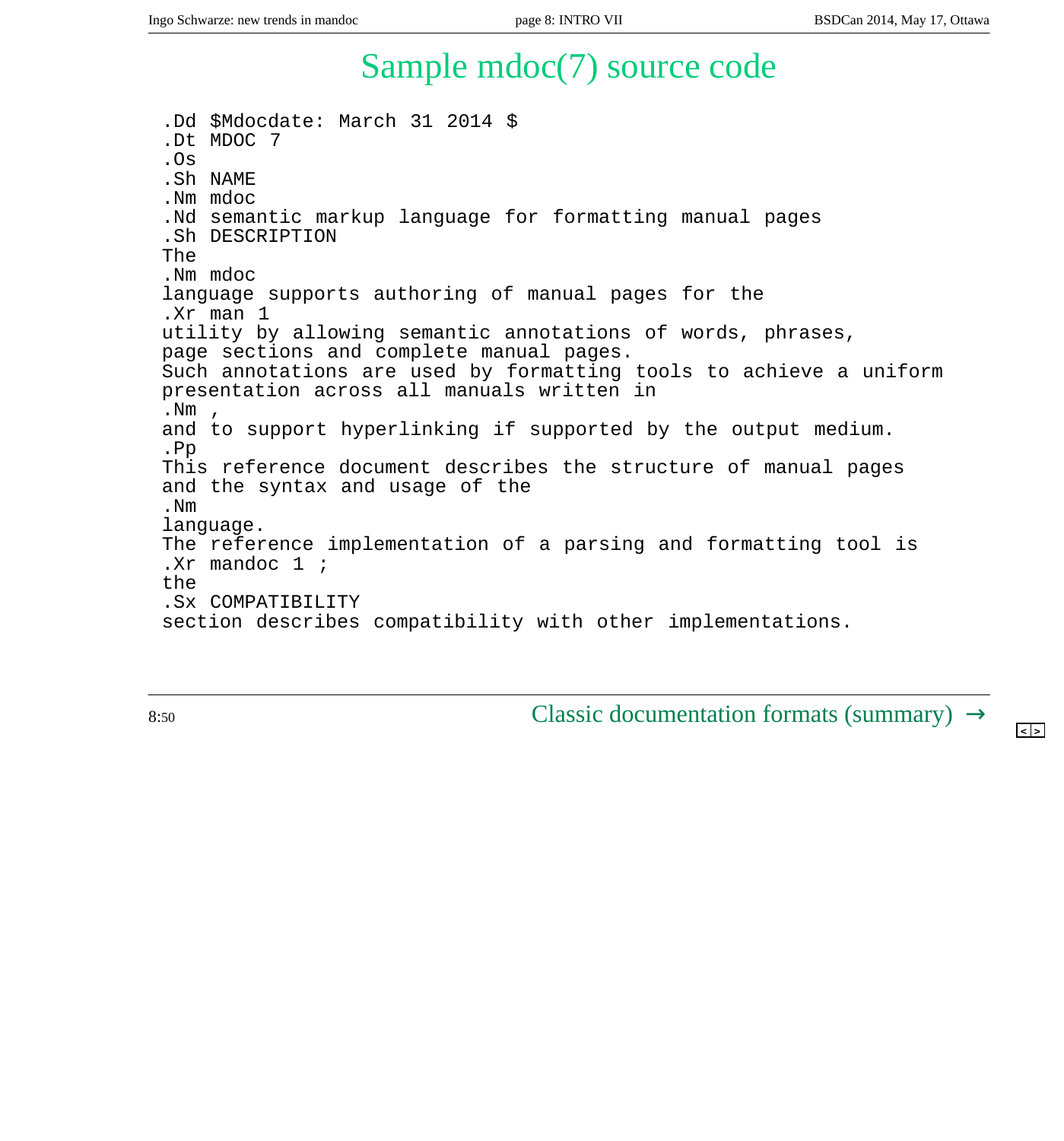# Sample mdoc(7) source code

```
.Dd $Mdocdate: March 31 2014 $
.Dt MDOC 7
.Os
.Sh NAME
.Nm mdoc
.Nd semantic markup language for formatting manual pages
.Sh DESCRIPTION
The
.Nm mdoc
language supports authoring of manual pages for the
.Xr man 1
utility by allowing semantic annotations of words, phrases,
page sections and complete manual pages.
Such annotations are used by formatting tools to achieve a uniform
presentation across all manuals written in
.Nm ,
and to support hyperlinking if supported by the output medium.
.Pp
This reference document describes the structure of manual pages
and the syntax and usage of the
.Nm
language.
The reference implementation of a parsing and formatting tool is
.Xr mandoc 1 ;
the
.Sx COMPATIBILITY
section describes compatibility with other implementations.
```

8:50

Classic documentation formats (summary) →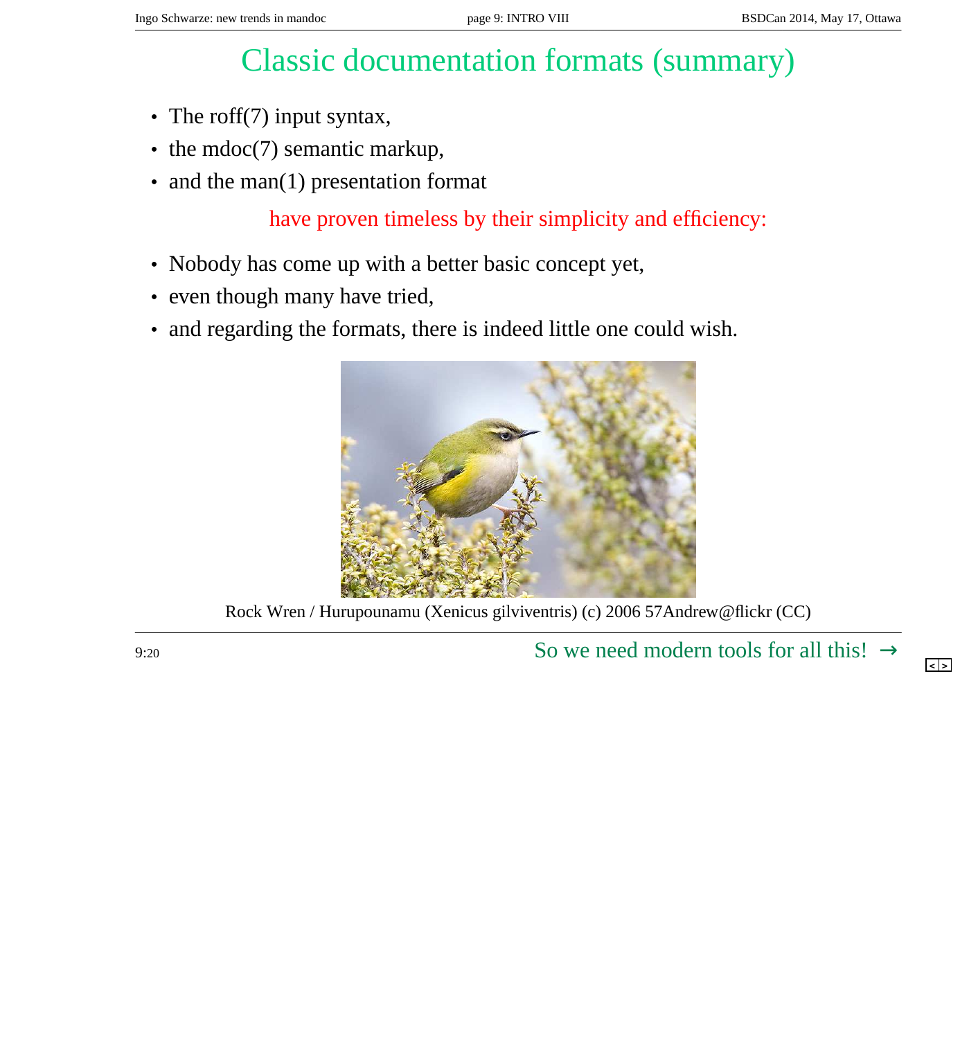# Classic documentation formats (summary)

- The roff(7) input syntax,
- the mdoc(7) semantic markup,
- and the man(1) presentation format

have proven timeless by their simplicity and efficiency:

- Nobody has come up with a better basic concept yet,
- even though many have tried,
- and regarding the formats, there is indeed little one could wish.

Rock Wren / Hurupounamu (Xenicus gilviventris) (c) 2006 57Andrew@flickr (CC)

9:20

So we need modern tools for all this! →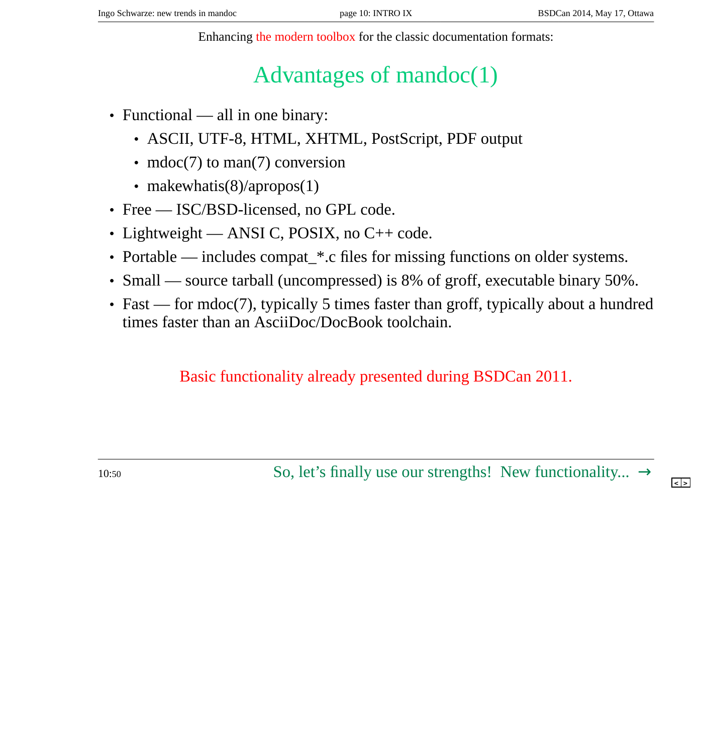Enhancing the modern toolbox for the classic documentation formats:

# Advantages of mandoc(1)

- Functional — all in one binary:
  - ASCII, UTF-8, HTML, XHTML, PostScript, PDF output
  - mdoc(7) to man(7) conversion
  - makewhatis(8)/apropos(1)
- Free — ISC/BSD-licensed, no GPL code.
- Lightweight — ANSI C, POSIX, no C++ code.
- Portable — includes compat_*.c files for missing functions on older systems.
- Small — source tarball (uncompressed) is 8% of groff, executable binary 50%.
- Fast — for mdoc(7), typically 5 times faster than groff, typically about a hundred times faster than an AsciiDoc/DocBook toolchain.

Basic functionality already presented during BSDCan 2011.

10:50

So, let's finally use our strengths! New functionality... →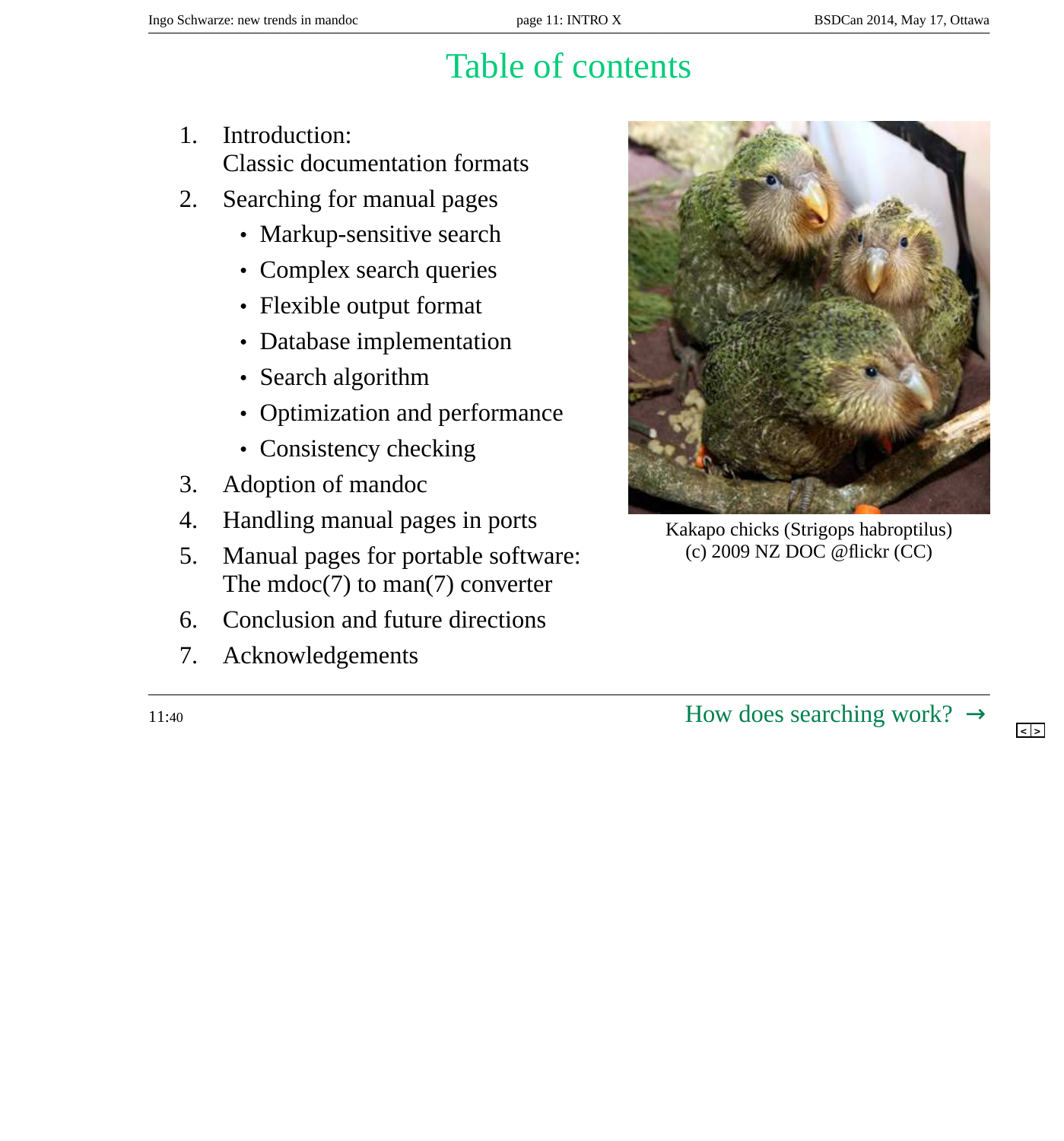# Table of contents

1. Introduction:
   Classic documentation formats
2. Searching for manual pages
   - Markup-sensitive search
   - Complex search queries
   - Flexible output format
   - Database implementation
   - Search algorithm
   - Optimization and performance
   - Consistency checking
3. Adoption of mandoc
4. Handling manual pages in ports
5. Manual pages for portable software:
   The mdoc(7) to man(7) converter
6. Conclusion and future directions
7. Acknowledgements

Kakapo chicks (Strigops habroptilus)
(c) 2009 NZ DOC @flickr (CC)

11:40

How does searching work? →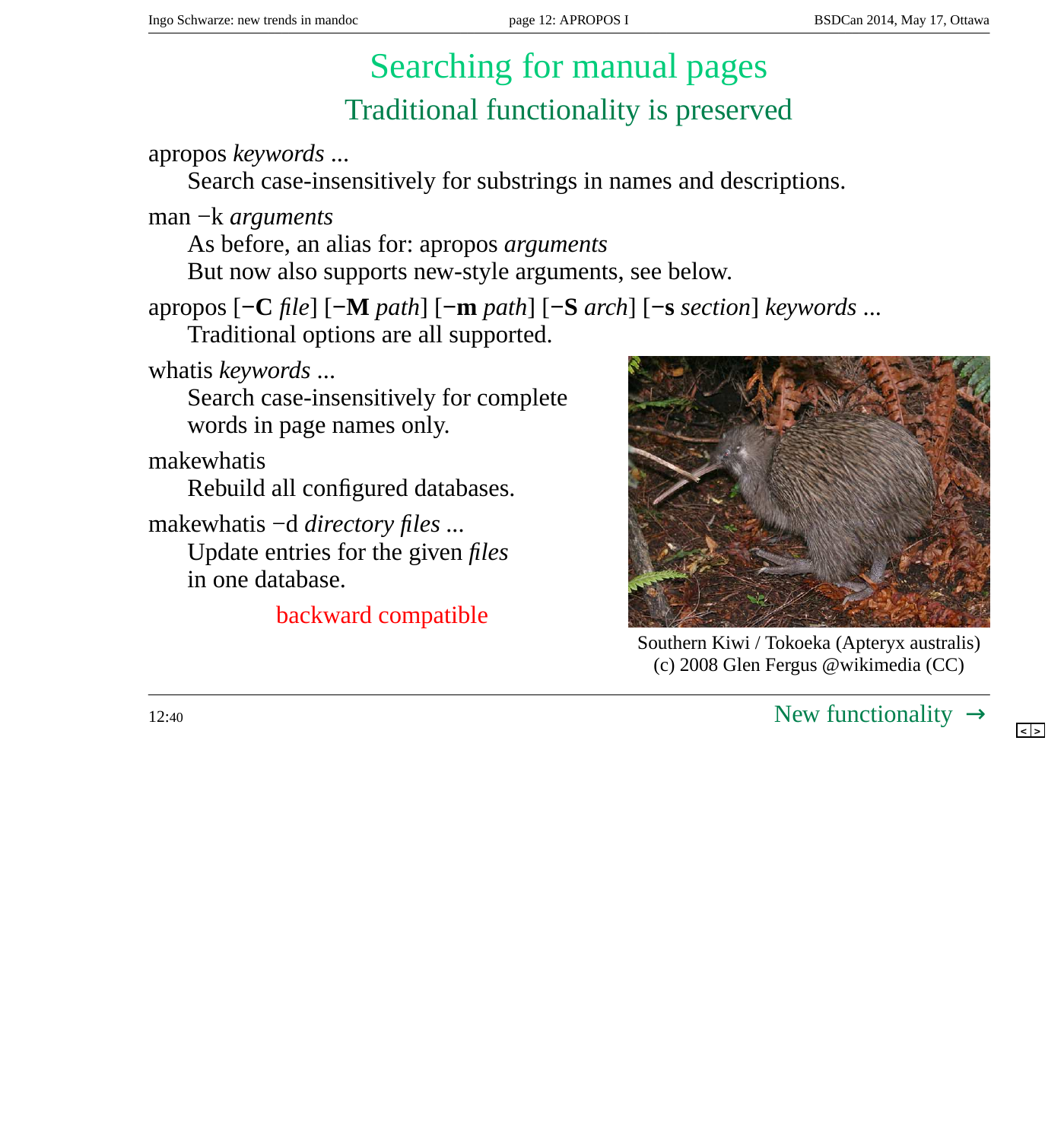# Searching for manual pages

## Traditional functionality is preserved

apropos *keywords* ...
: Search case-insensitively for substrings in names and descriptions.

man −k *arguments*
: As before, an alias for: apropos *arguments*
: But now also supports new-style arguments, see below.

apropos [**−C** *file*] [**−M** *path*] [**−m** *path*] [**−S** *arch*] [**−s** *section*] *keywords* ...
: Traditional options are all supported.

whatis *keywords* ...
: Search case-insensitively for complete words in page names only.

makewhatis
: Rebuild all configured databases.

makewhatis −d *directory files* ...
: Update entries for the given *files* in one database.

backward compatible

Southern Kiwi / Tokoeka (Apteryx australis)
(c) 2008 Glen Fergus @wikimedia (CC)

12:40

New functionality →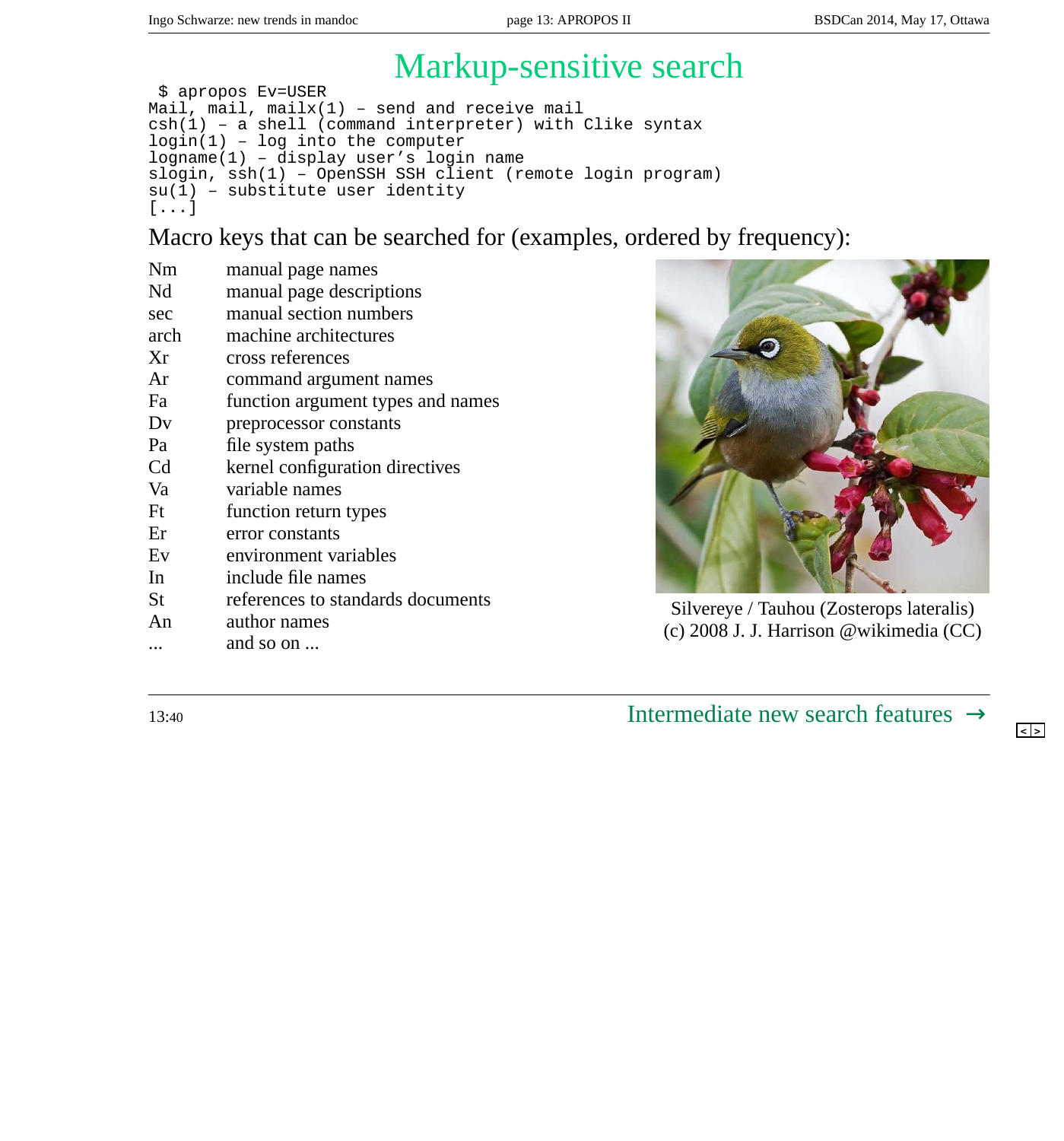# Markup-sensitive search

```
 $ apropos Ev=USER
Mail, mail, mailx(1) – send and receive mail
csh(1) – a shell (command interpreter) with Clike syntax
login(1) – log into the computer
logname(1) – display user's login name
slogin, ssh(1) – OpenSSH SSH client (remote login program)
su(1) – substitute user identity
[...]
```

Macro keys that can be searched for (examples, ordered by frequency):

| | |
|---|---|
| Nm | manual page names |
| Nd | manual page descriptions |
| sec | manual section numbers |
| arch | machine architectures |
| Xr | cross references |
| Ar | command argument names |
| Fa | function argument types and names |
| Dv | preprocessor constants |
| Pa | file system paths |
| Cd | kernel configuration directives |
| Va | variable names |
| Ft | function return types |
| Er | error constants |
| Ev | environment variables |
| In | include file names |
| St | references to standards documents |
| An | author names |
| ... | and so on ... |

Silvereye / Tauhou (Zosterops lateralis)
(c) 2008 J. J. Harrison @wikimedia (CC)

13:40

Intermediate new search features →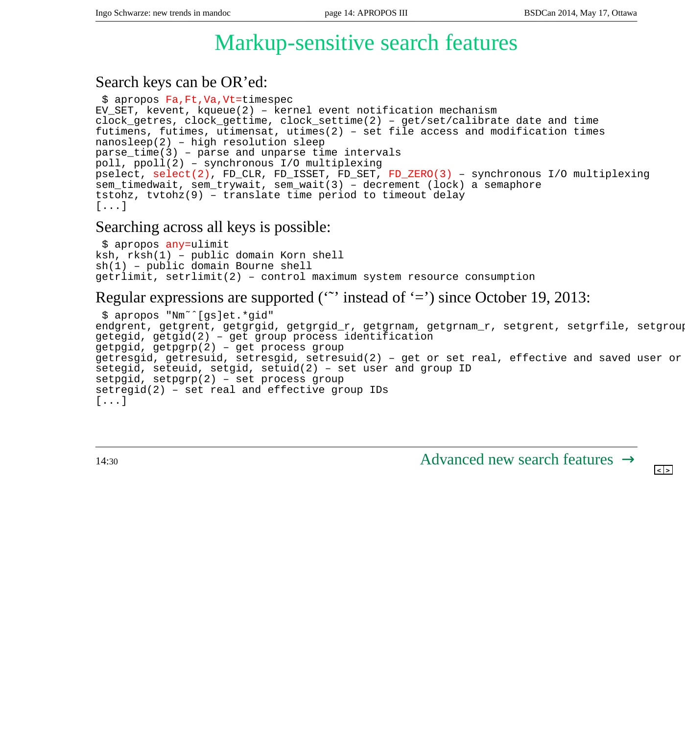# Markup-sensitive search features

## Search keys can be OR'ed:

```
 $ apropos Fa,Ft,Va,Vt=timespec
EV_SET, kevent, kqueue(2) – kernel event notification mechanism
clock_getres, clock_gettime, clock_settime(2) – get/set/calibrate date and time
futimens, futimes, utimensat, utimes(2) – set file access and modification times
nanosleep(2) – high resolution sleep
parse_time(3) – parse and unparse time intervals
poll, ppoll(2) – synchronous I/O multiplexing
pselect, select(2), FD_CLR, FD_ISSET, FD_SET, FD_ZERO(3) – synchronous I/O multiplexing
sem_timedwait, sem_trywait, sem_wait(3) – decrement (lock) a semaphore
tstohz, tvtohz(9) – translate time period to timeout delay
[...]
```

## Searching across all keys is possible:

```
 $ apropos any=ulimit
ksh, rksh(1) – public domain Korn shell
sh(1) – public domain Bourne shell
getrlimit, setrlimit(2) – control maximum system resource consumption
```

## Regular expressions are supported ('~' instead of '=') since October 19, 2013:

```
 $ apropos "Nm~^[gs]et.*gid"
endgrent, getgrent, getgrgid, getgrgid_r, getgrnam, getgrnam_r, setgrent, setgrfile, setgroup
getegid, getgid(2) – get group process identification
getpgid, getpgrp(2) – get process group
getresgid, getresuid, setresgid, setresuid(2) – get or set real, effective and saved user or
setegid, seteuid, setgid, setuid(2) – set user and group ID
setpgid, setpgrp(2) – set process group
setregid(2) – set real and effective group IDs
[...]
```

14:30

Advanced new search features →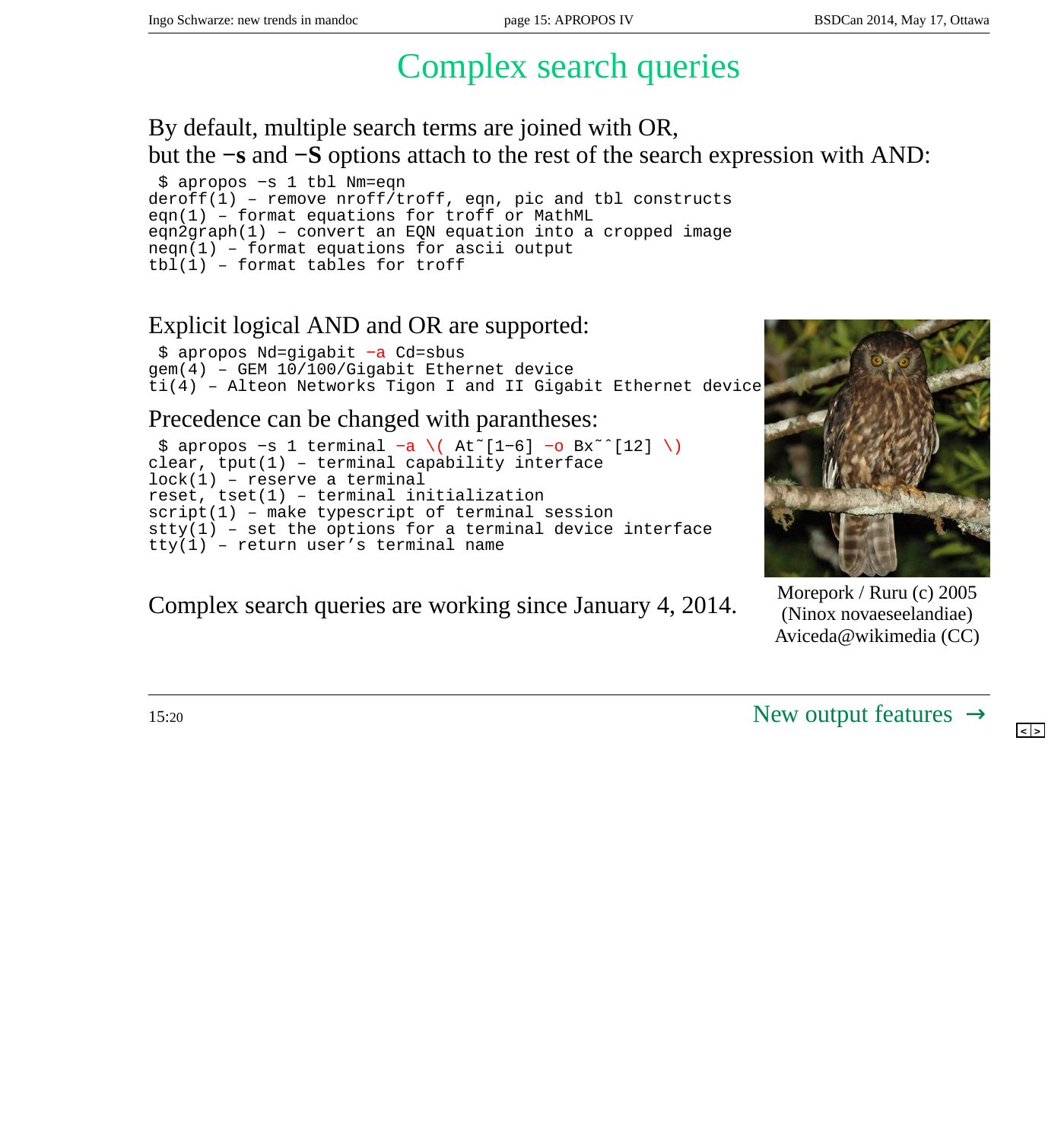# Complex search queries

By default, multiple search terms are joined with OR,
but the **−s** and **−S** options attach to the rest of the search expression with AND:

```
 $ apropos −s 1 tbl Nm=eqn
deroff(1) – remove nroff/troff, eqn, pic and tbl constructs
eqn(1) – format equations for troff or MathML
eqn2graph(1) – convert an EQN equation into a cropped image
neqn(1) – format equations for ascii output
tbl(1) – format tables for troff
```

Explicit logical AND and OR are supported:

```
 $ apropos Nd=gigabit −a Cd=sbus
gem(4) – GEM 10/100/Gigabit Ethernet device
ti(4) – Alteon Networks Tigon I and II Gigabit Ethernet device
```

Precedence can be changed with parantheses:

```
 $ apropos −s 1 terminal −a \( At˜[1−6] −o Bx˜ˆ[12] \)
clear, tput(1) – terminal capability interface
lock(1) – reserve a terminal
reset, tset(1) – terminal initialization
script(1) – make typescript of terminal session
stty(1) – set the options for a terminal device interface
tty(1) – return user’s terminal name
```

Complex search queries are working since January 4, 2014.

Morepork / Ruru (c) 2005
(Ninox novaeseelandiae)
Aviceda@wikimedia (CC)

15:20

New output features →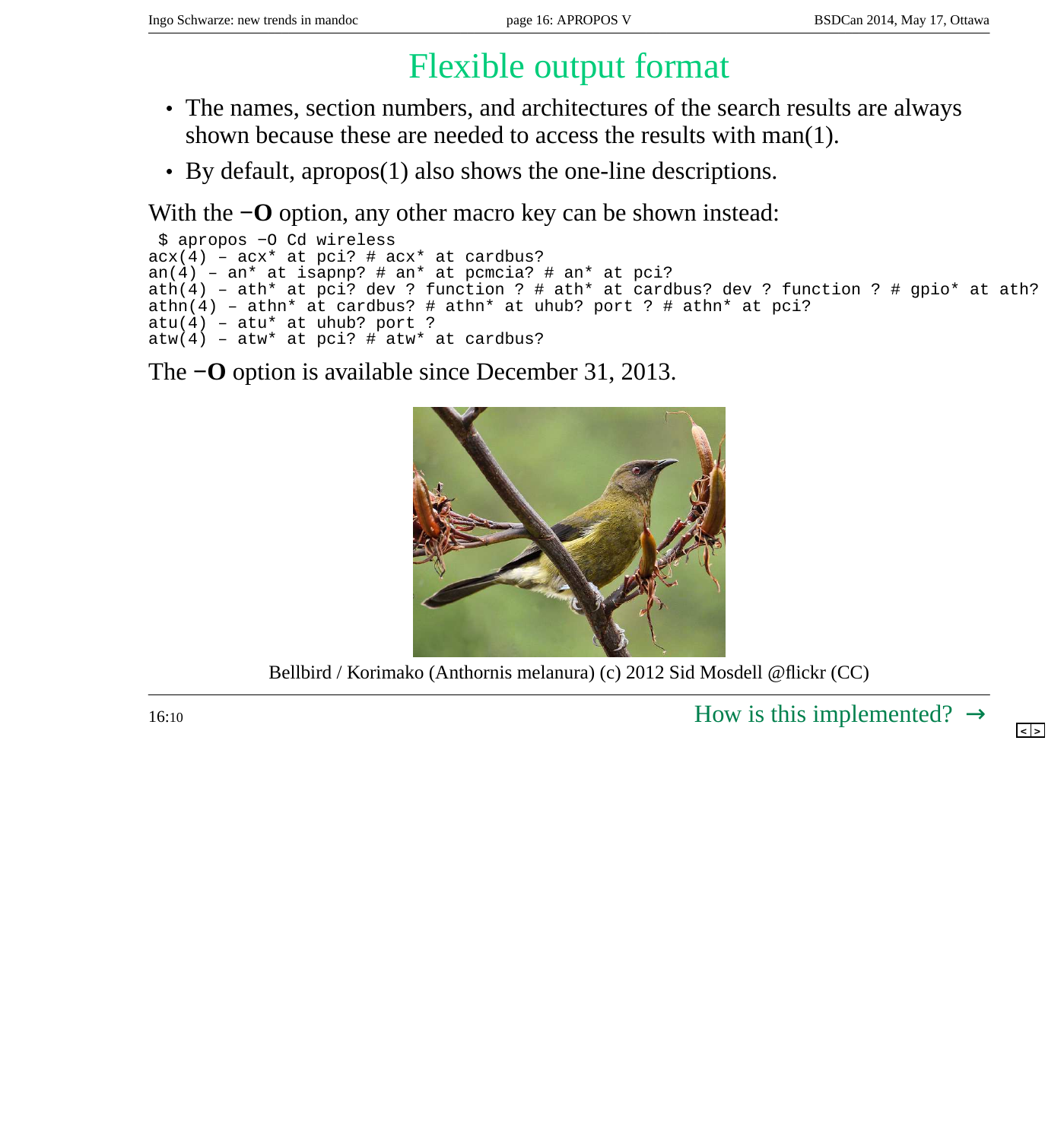# Flexible output format

- The names, section numbers, and architectures of the search results are always shown because these are needed to access the results with man(1).
- By default, apropos(1) also shows the one-line descriptions.

With the **−O** option, any other macro key can be shown instead:

```
 $ apropos −O Cd wireless
acx(4) – acx* at pci? # acx* at cardbus?
an(4) – an* at isapnp? # an* at pcmcia? # an* at pci?
ath(4) – ath* at pci? dev ? function ? # ath* at cardbus? dev ? function ? # gpio* at ath?
athn(4) – athn* at cardbus? # athn* at uhub? port ? # athn* at pci?
atu(4) – atu* at uhub? port ?
atw(4) – atw* at pci? # atw* at cardbus?
```

The **−O** option is available since December 31, 2013.

Bellbird / Korimako (Anthornis melanura) (c) 2012 Sid Mosdell @flickr (CC)

16:10

How is this implemented? →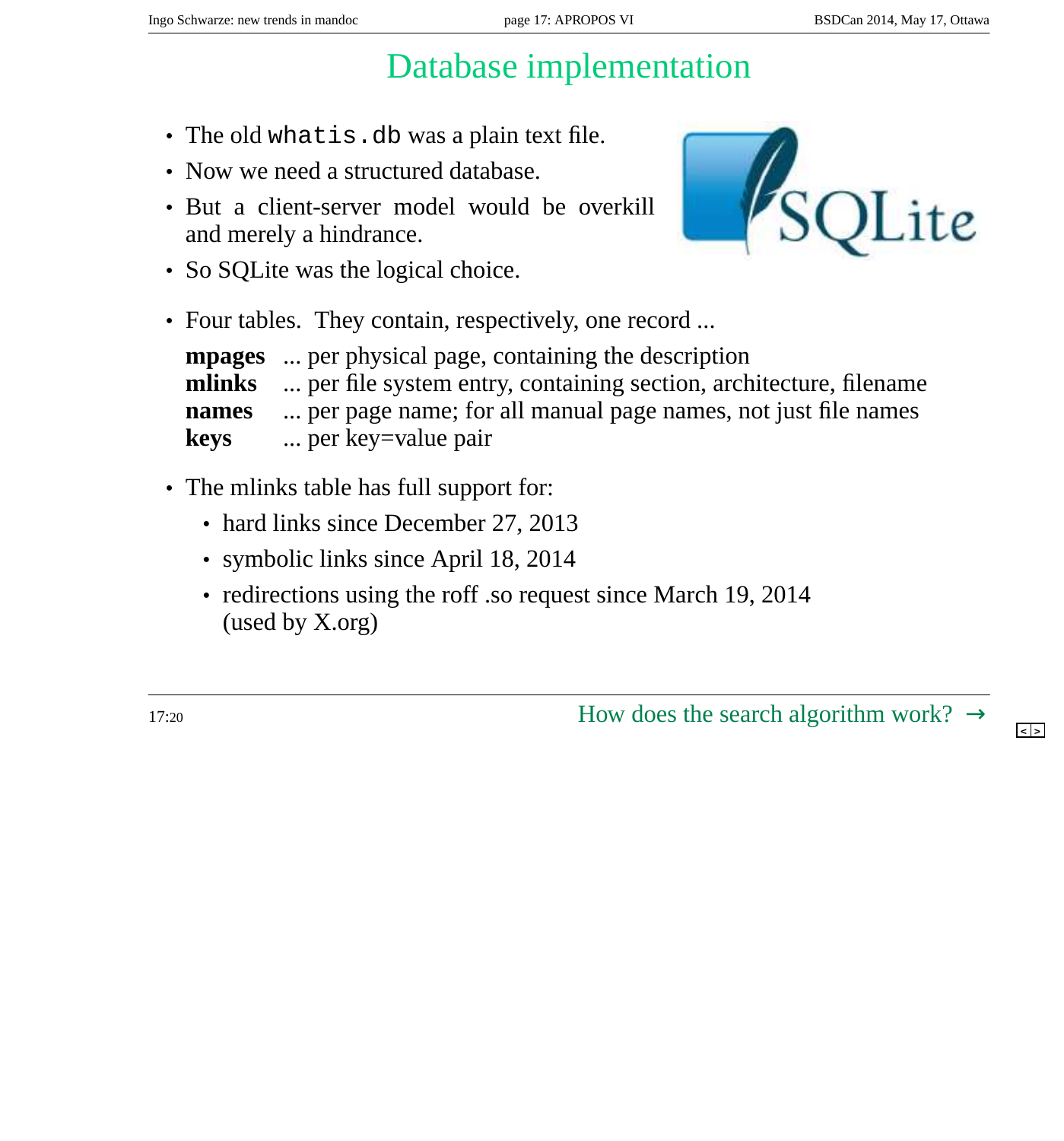# Database implementation

- The old `whatis.db` was a plain text file.
- Now we need a structured database.
- But a client-server model would be overkill and merely a hindrance.
- So SQLite was the logical choice.

- Four tables. They contain, respectively, one record ...

| | |
|---|---|
| **mpages** | ... per physical page, containing the description |
| **mlinks** | ... per file system entry, containing section, architecture, filename |
| **names** | ... per page name; for all manual page names, not just file names |
| **keys** | ... per key=value pair |

- The mlinks table has full support for:
  - hard links since December 27, 2013
  - symbolic links since April 18, 2014
  - redirections using the roff .so request since March 19, 2014 (used by X.org)

17:20

How does the search algorithm work? →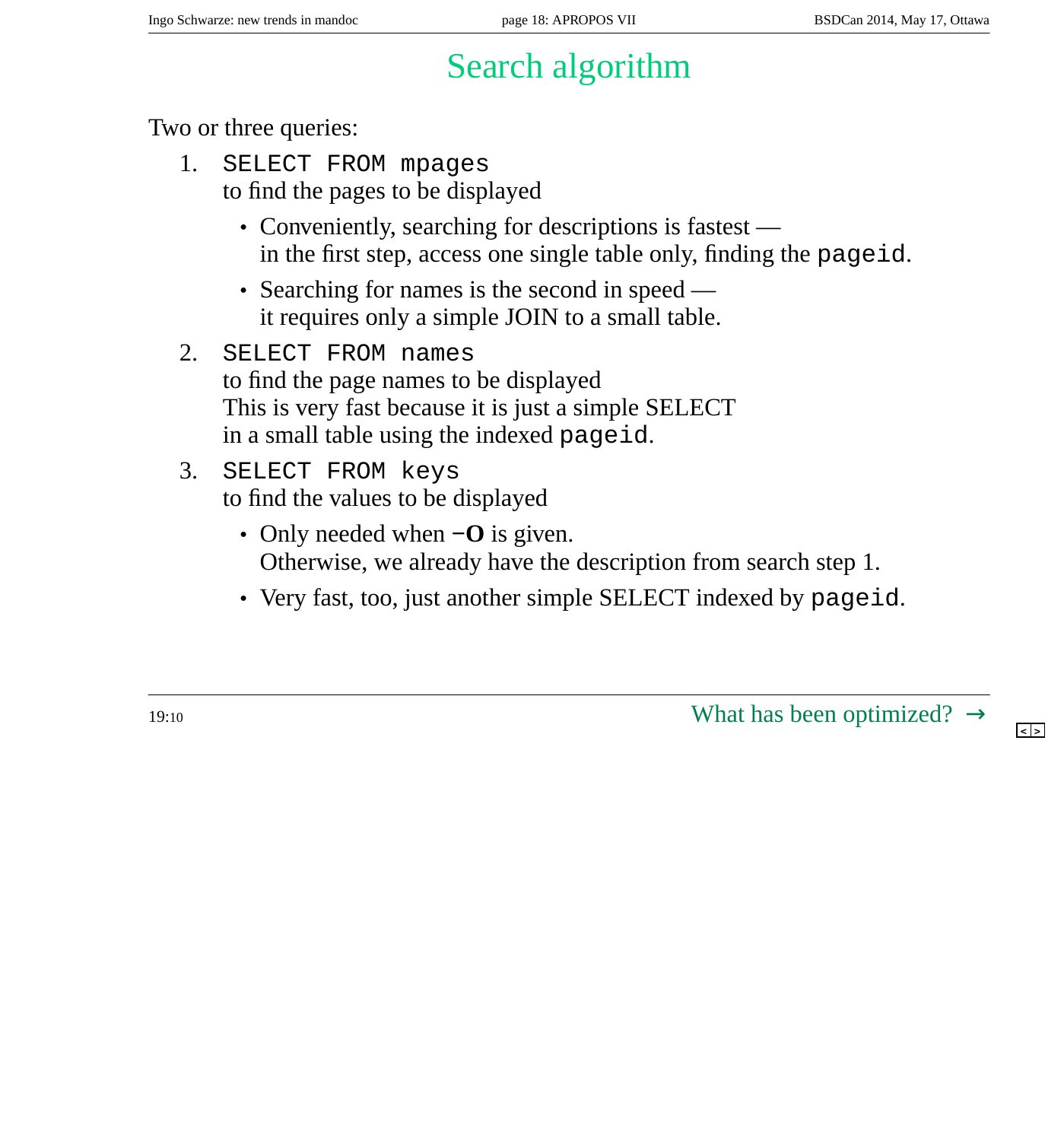# Search algorithm

Two or three queries:

1. `SELECT FROM mpages`
   to find the pages to be displayed
   - Conveniently, searching for descriptions is fastest — in the first step, access one single table only, finding the `pageid`.
   - Searching for names is the second in speed — it requires only a simple JOIN to a small table.
2. `SELECT FROM names`
   to find the page names to be displayed
   This is very fast because it is just a simple SELECT in a small table using the indexed `pageid`.
3. `SELECT FROM keys`
   to find the values to be displayed
   - Only needed when **-O** is given.
     Otherwise, we already have the description from search step 1.
   - Very fast, too, just another simple SELECT indexed by `pageid`.

19:10

What has been optimized? →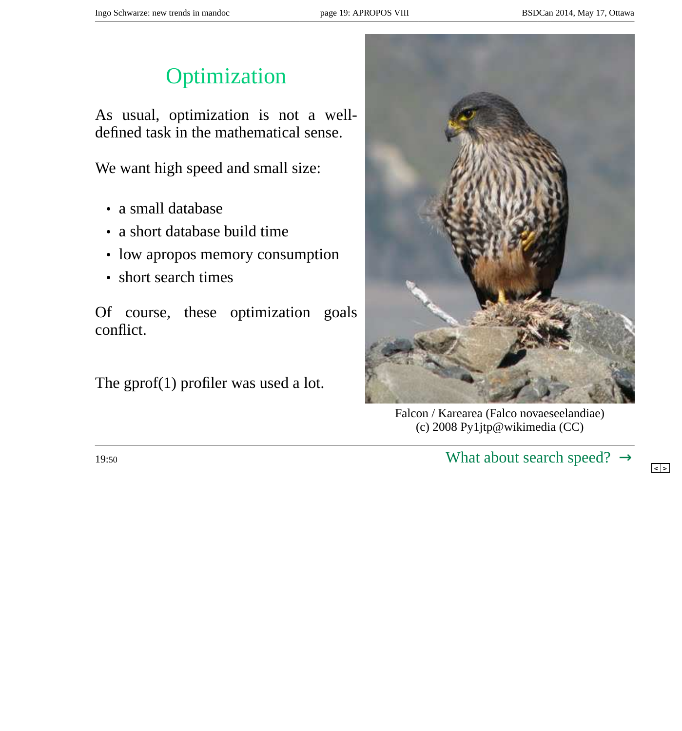# Optimization

As usual, optimization is not a well-defined task in the mathematical sense.

We want high speed and small size:

- a small database
- a short database build time
- low apropos memory consumption
- short search times

Of course, these optimization goals conflict.

The gprof(1) profiler was used a lot.

Falcon / Karearea (Falco novaeseelandiae)
(c) 2008 Py1jtp@wikimedia (CC)

19:50

What about search speed? →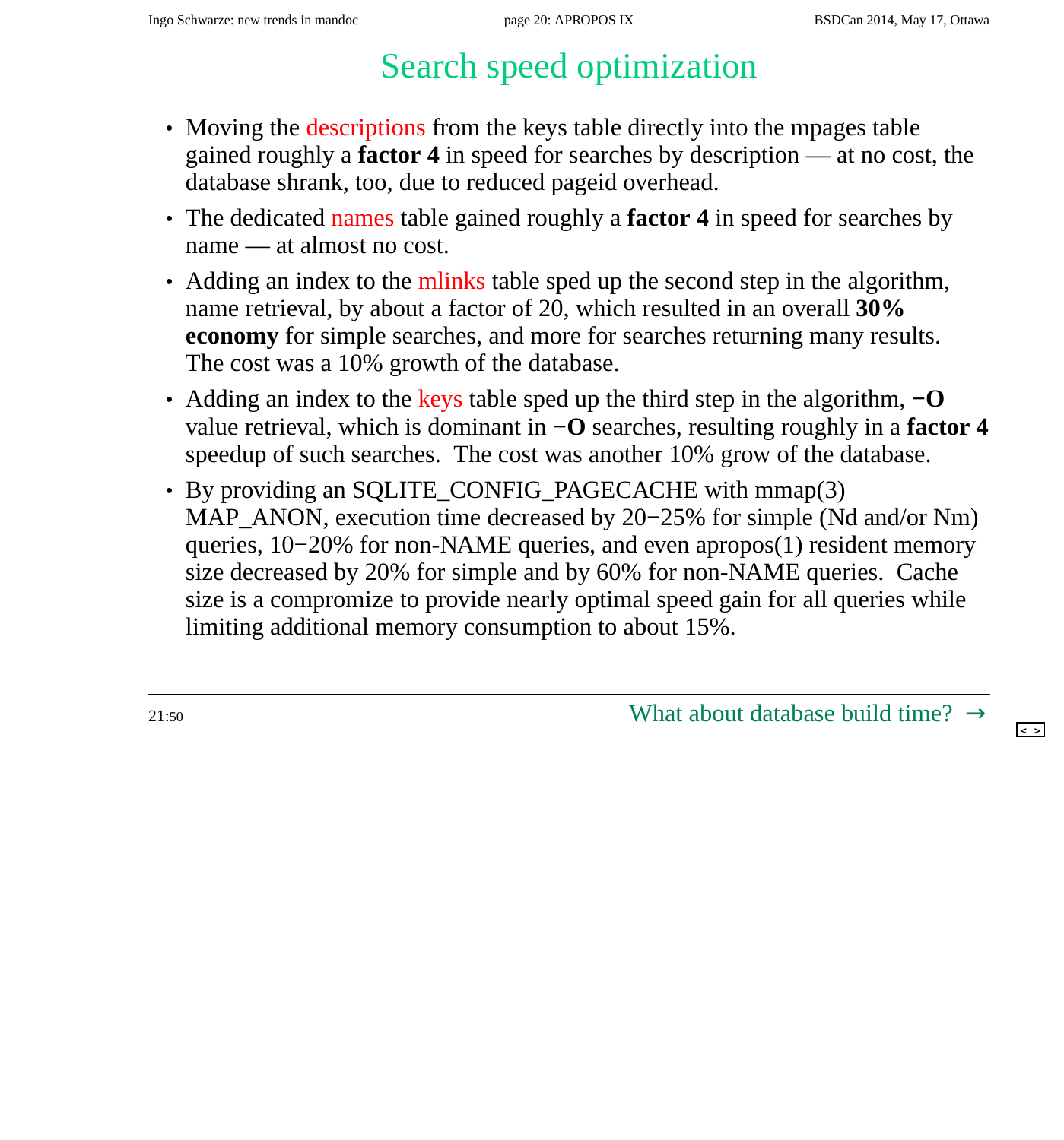# Search speed optimization

- Moving the descriptions from the keys table directly into the mpages table gained roughly a **factor 4** in speed for searches by description — at no cost, the database shrank, too, due to reduced pageid overhead.
- The dedicated names table gained roughly a **factor 4** in speed for searches by name — at almost no cost.
- Adding an index to the mlinks table sped up the second step in the algorithm, name retrieval, by about a factor of 20, which resulted in an overall **30% economy** for simple searches, and more for searches returning many results. The cost was a 10% growth of the database.
- Adding an index to the keys table sped up the third step in the algorithm, **−O** value retrieval, which is dominant in **−O** searches, resulting roughly in a **factor 4** speedup of such searches. The cost was another 10% grow of the database.
- By providing an SQLITE_CONFIG_PAGECACHE with mmap(3) MAP_ANON, execution time decreased by 20−25% for simple (Nd and/or Nm) queries, 10−20% for non-NAME queries, and even apropos(1) resident memory size decreased by 20% for simple and by 60% for non-NAME queries. Cache size is a compromize to provide nearly optimal speed gain for all queries while limiting additional memory consumption to about 15%.

21:50

What about database build time? →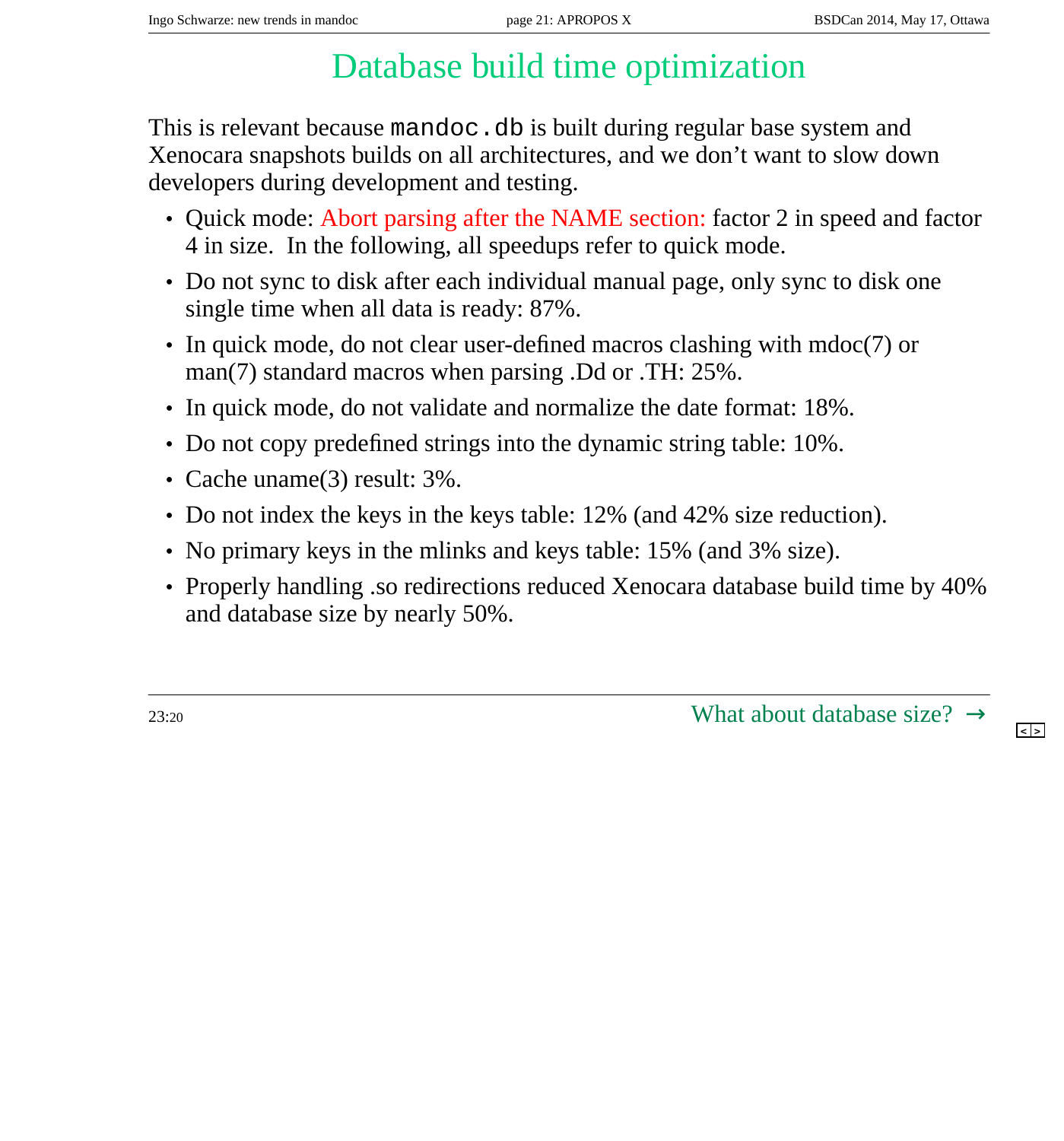# Database build time optimization

This is relevant because `mandoc.db` is built during regular base system and Xenocara snapshots builds on all architectures, and we don't want to slow down developers during development and testing.

- Quick mode: Abort parsing after the NAME section: factor 2 in speed and factor 4 in size. In the following, all speedups refer to quick mode.
- Do not sync to disk after each individual manual page, only sync to disk one single time when all data is ready: 87%.
- In quick mode, do not clear user-defined macros clashing with mdoc(7) or man(7) standard macros when parsing .Dd or .TH: 25%.
- In quick mode, do not validate and normalize the date format: 18%.
- Do not copy predefined strings into the dynamic string table: 10%.
- Cache uname(3) result: 3%.
- Do not index the keys in the keys table: 12% (and 42% size reduction).
- No primary keys in the mlinks and keys table: 15% (and 3% size).
- Properly handling .so redirections reduced Xenocara database build time by 40% and database size by nearly 50%.

23:20

What about database size? →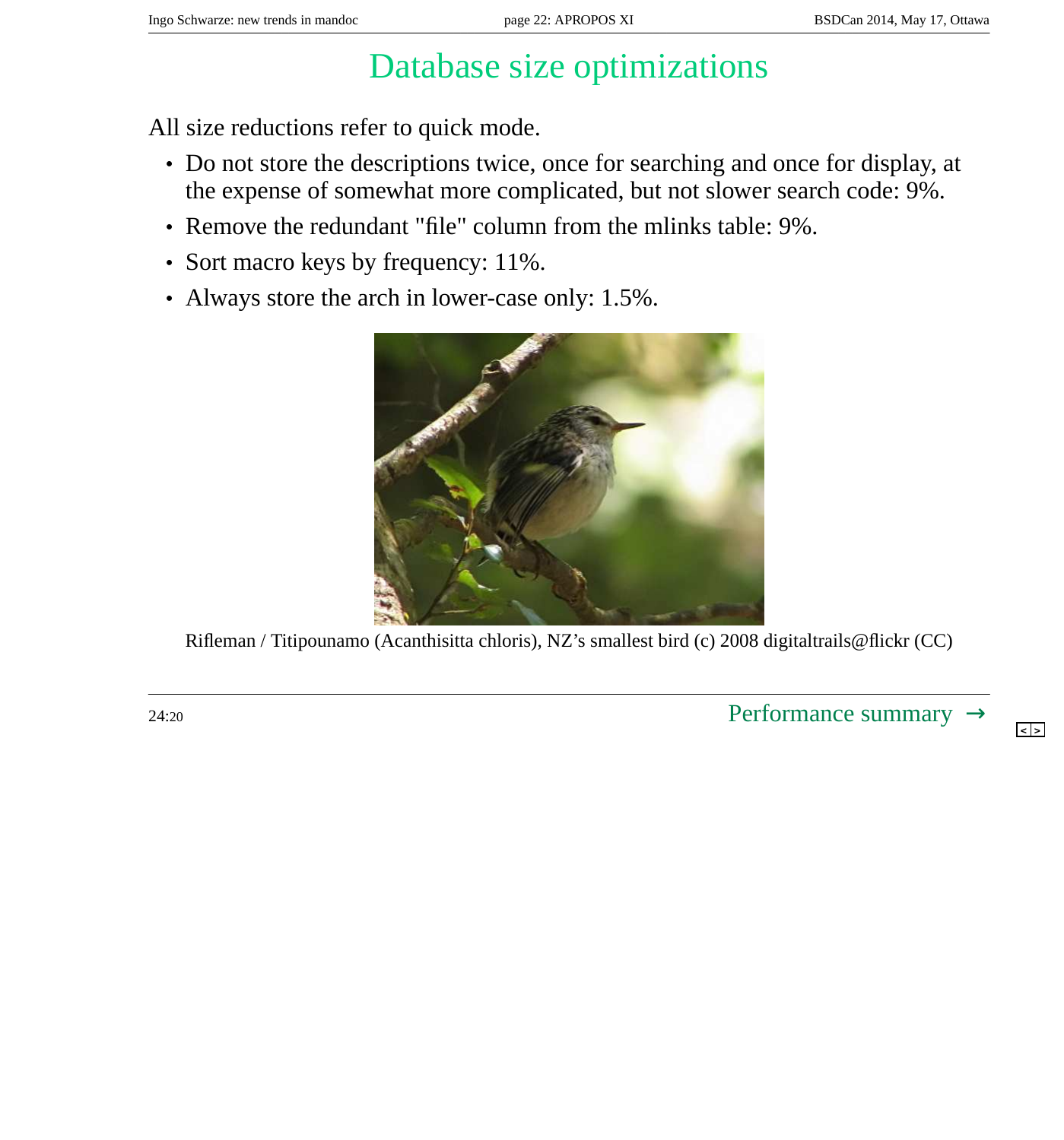# Database size optimizations

All size reductions refer to quick mode.

- Do not store the descriptions twice, once for searching and once for display, at the expense of somewhat more complicated, but not slower search code: 9%.
- Remove the redundant "file" column from the mlinks table: 9%.
- Sort macro keys by frequency: 11%.
- Always store the arch in lower-case only: 1.5%.

Rifleman / Titipounamo (Acanthisitta chloris), NZ’s smallest bird (c) 2008 digitaltrails@flickr (CC)

24:20

Performance summary →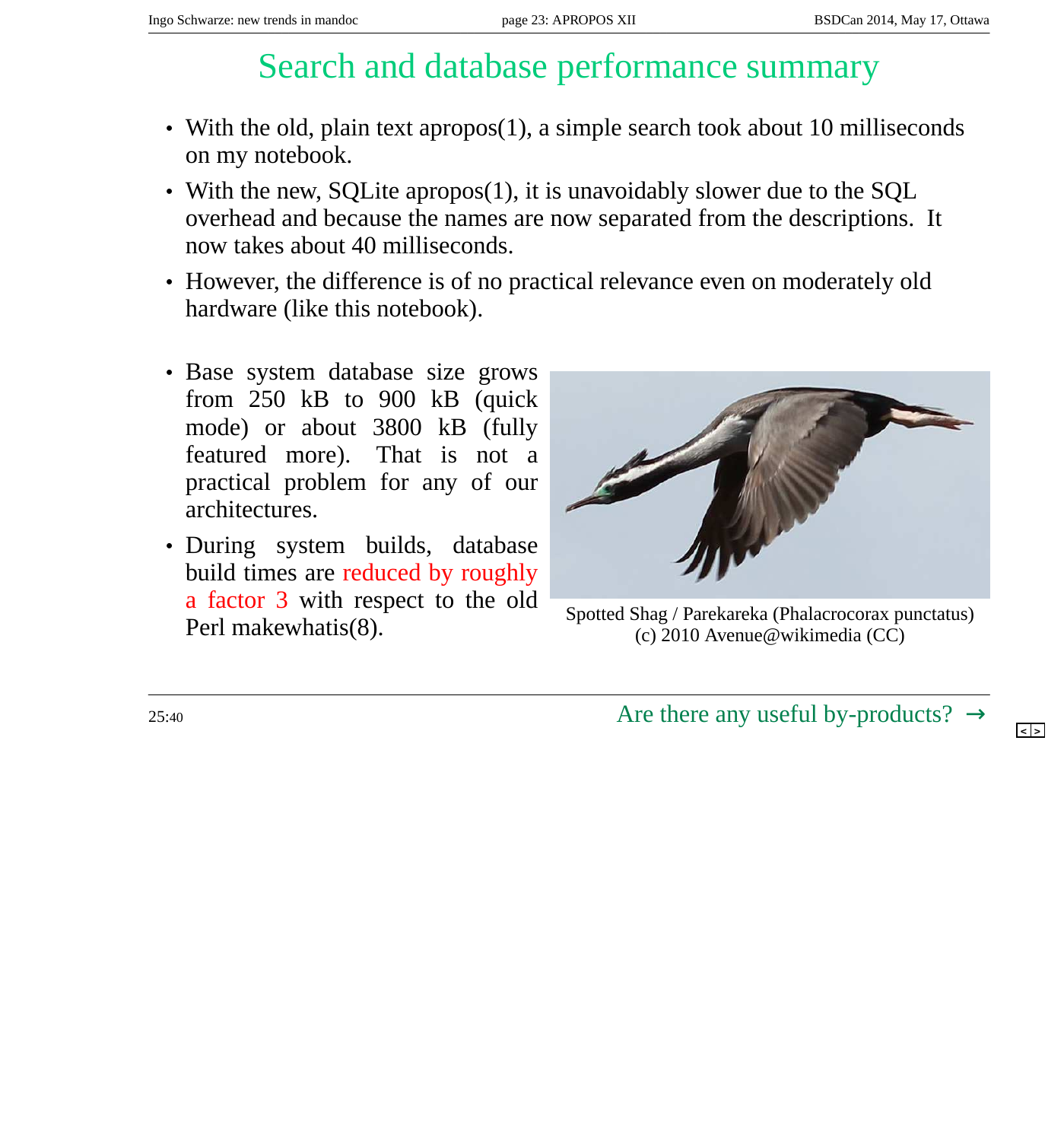# Search and database performance summary

- With the old, plain text apropos(1), a simple search took about 10 milliseconds on my notebook.
- With the new, SQLite apropos(1), it is unavoidably slower due to the SQL overhead and because the names are now separated from the descriptions. It now takes about 40 milliseconds.
- However, the difference is of no practical relevance even on moderately old hardware (like this notebook).

- Base system database size grows from 250 kB to 900 kB (quick mode) or about 3800 kB (fully featured more). That is not a practical problem for any of our architectures.
- During system builds, database build times are reduced by roughly a factor 3 with respect to the old Perl makewhatis(8).

Spotted Shag / Parekareka (Phalacrocorax punctatus)
(c) 2010 Avenue@wikimedia (CC)

25:40

Are there any useful by-products? →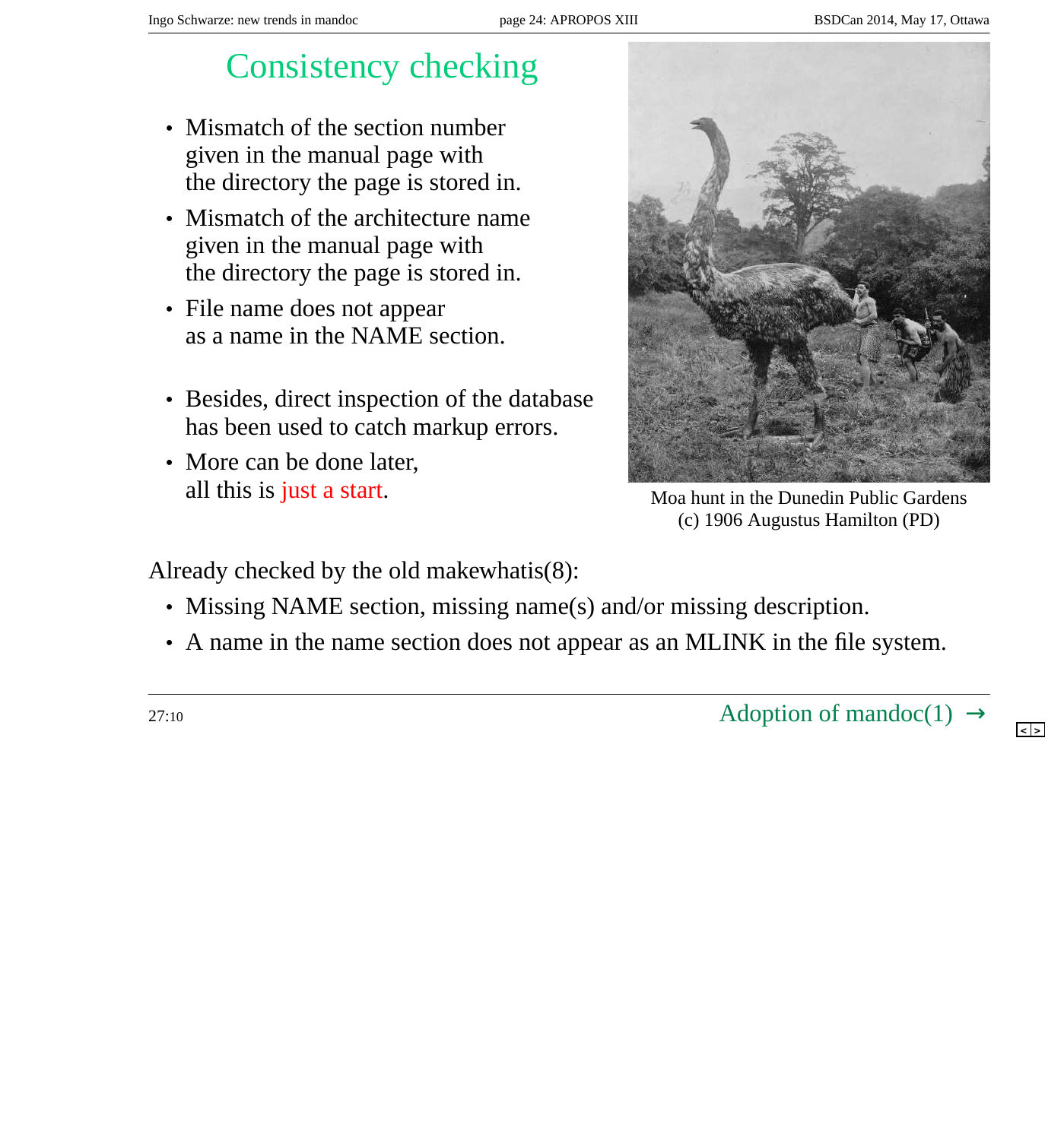# Consistency checking

- Mismatch of the section number given in the manual page with the directory the page is stored in.
- Mismatch of the architecture name given in the manual page with the directory the page is stored in.
- File name does not appear as a name in the NAME section.

- Besides, direct inspection of the database has been used to catch markup errors.
- More can be done later, all this is just a start.

Moa hunt in the Dunedin Public Gardens
(c) 1906 Augustus Hamilton (PD)

Already checked by the old makewhatis(8):

- Missing NAME section, missing name(s) and/or missing description.
- A name in the name section does not appear as an MLINK in the file system.

27:10

Adoption of mandoc(1) →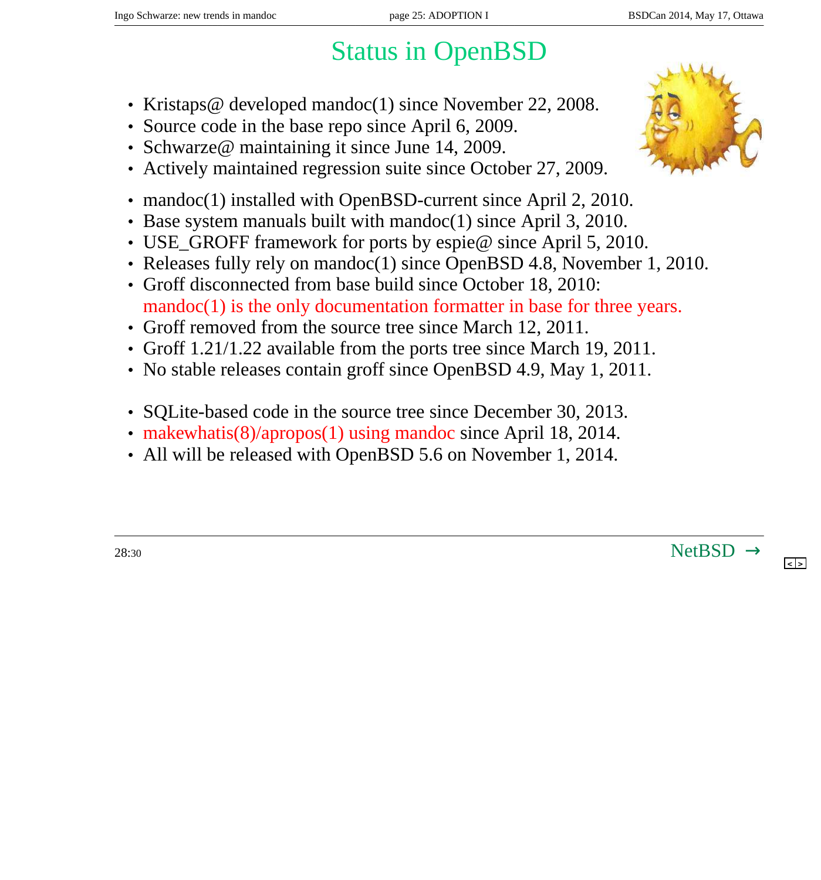# Status in OpenBSD

- Kristaps@ developed mandoc(1) since November 22, 2008.
- Source code in the base repo since April 6, 2009.
- Schwarze@ maintaining it since June 14, 2009.
- Actively maintained regression suite since October 27, 2009.

- mandoc(1) installed with OpenBSD-current since April 2, 2010.
- Base system manuals built with mandoc(1) since April 3, 2010.
- USE_GROFF framework for ports by espie@ since April 5, 2010.
- Releases fully rely on mandoc(1) since OpenBSD 4.8, November 1, 2010.
- Groff disconnected from base build since October 18, 2010:
  mandoc(1) is the only documentation formatter in base for three years.
- Groff removed from the source tree since March 12, 2011.
- Groff 1.21/1.22 available from the ports tree since March 19, 2011.
- No stable releases contain groff since OpenBSD 4.9, May 1, 2011.

- SQLite-based code in the source tree since December 30, 2013.
- makewhatis(8)/apropos(1) using mandoc since April 18, 2014.
- All will be released with OpenBSD 5.6 on November 1, 2014.

28:30

NetBSD →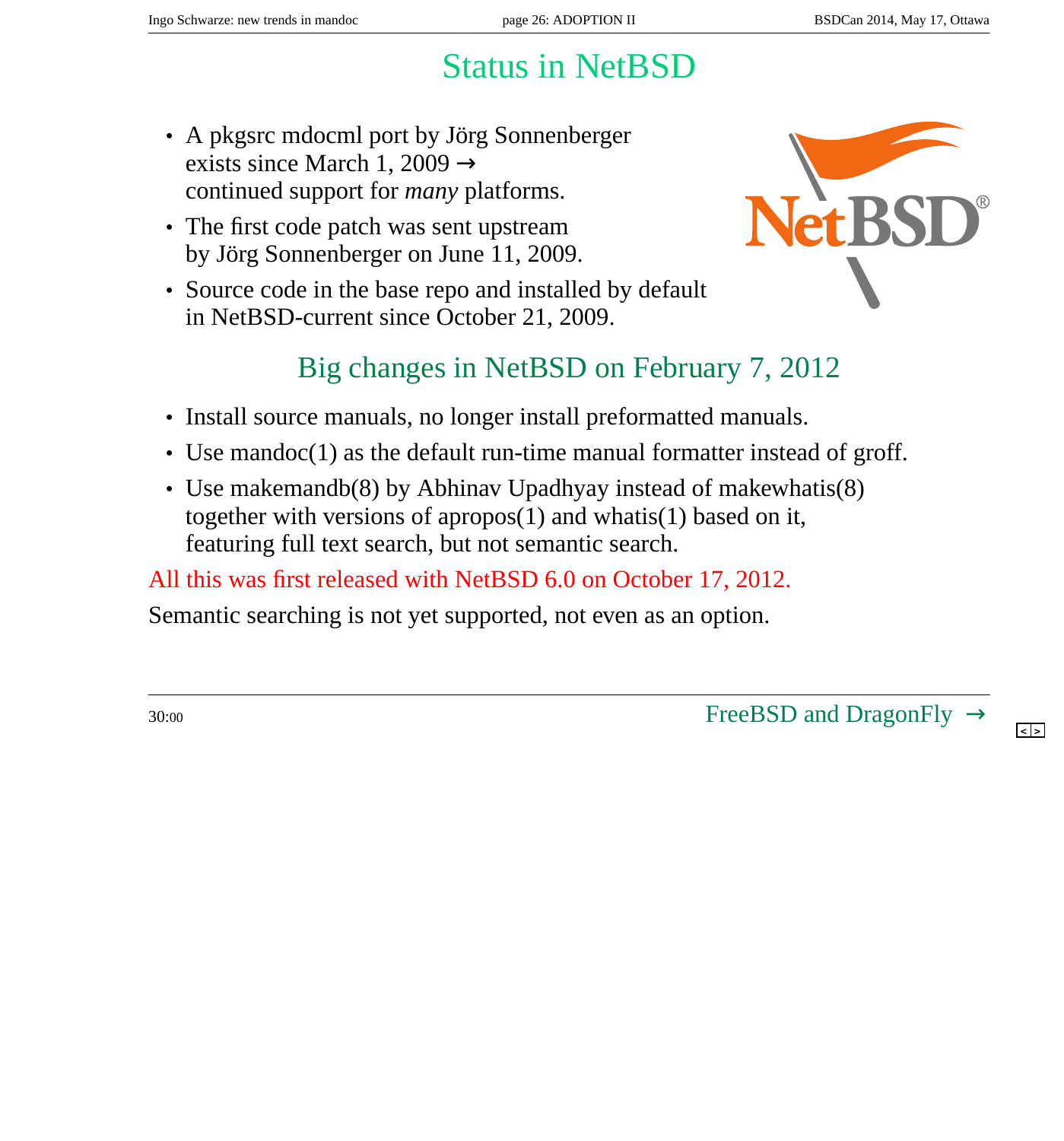# Status in NetBSD

- A pkgsrc mdocml port by Jörg Sonnenberger exists since March 1, 2009 → continued support for *many* platforms.
- The first code patch was sent upstream by Jörg Sonnenberger on June 11, 2009.
- Source code in the base repo and installed by default in NetBSD-current since October 21, 2009.

## Big changes in NetBSD on February 7, 2012

- Install source manuals, no longer install preformatted manuals.
- Use mandoc(1) as the default run-time manual formatter instead of groff.
- Use makemandb(8) by Abhinav Upadhyay instead of makewhatis(8) together with versions of apropos(1) and whatis(1) based on it, featuring full text search, but not semantic search.

All this was first released with NetBSD 6.0 on October 17, 2012.

Semantic searching is not yet supported, not even as an option.

30:00

FreeBSD and DragonFly →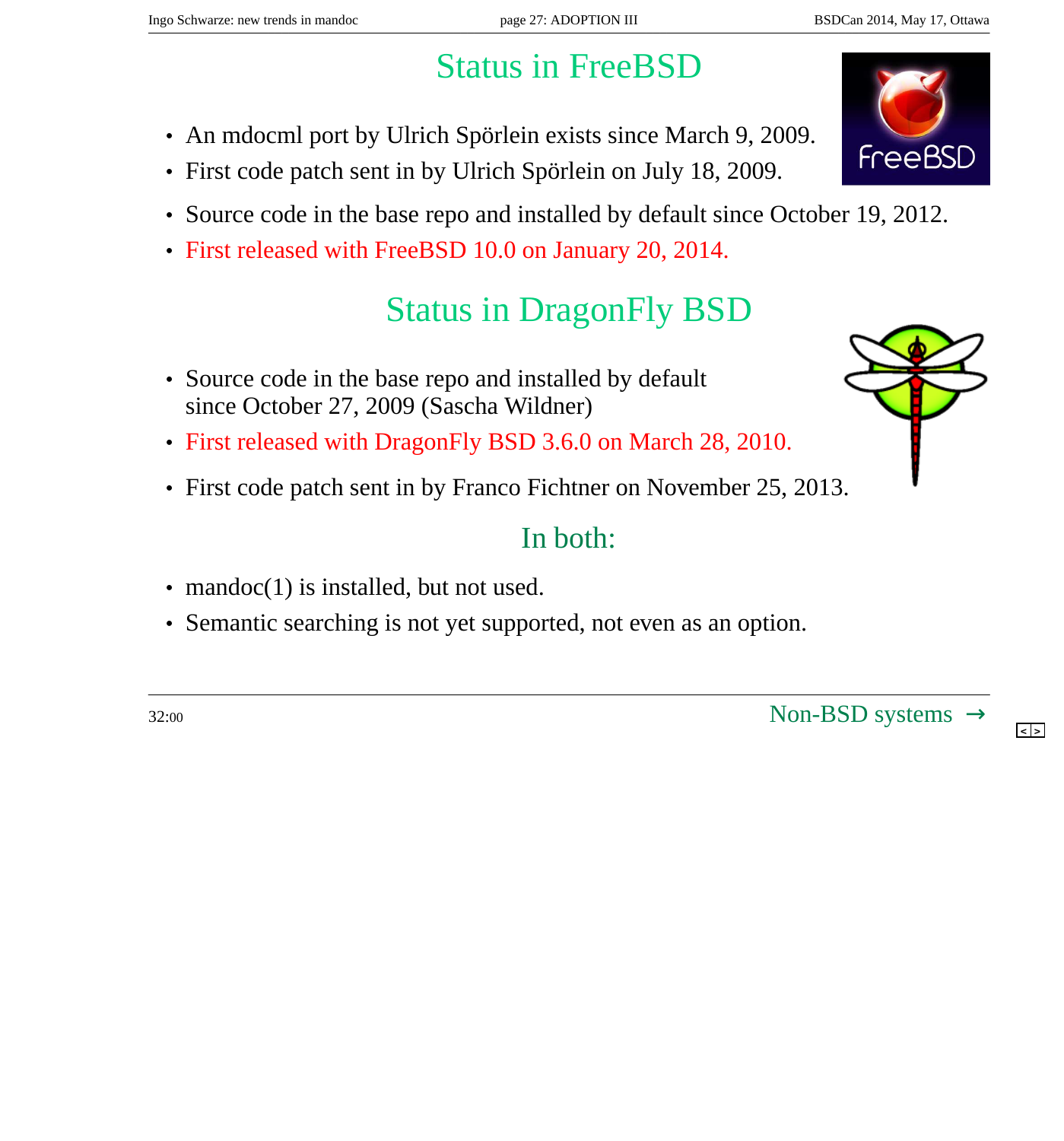# Status in FreeBSD

- An mdocml port by Ulrich Spörlein exists since March 9, 2009.
- First code patch sent in by Ulrich Spörlein on July 18, 2009.
- Source code in the base repo and installed by default since October 19, 2012.
- First released with FreeBSD 10.0 on January 20, 2014.

# Status in DragonFly BSD

- Source code in the base repo and installed by default since October 27, 2009 (Sascha Wildner)
- First released with DragonFly BSD 3.6.0 on March 28, 2010.
- First code patch sent in by Franco Fichtner on November 25, 2013.

## In both:

- mandoc(1) is installed, but not used.
- Semantic searching is not yet supported, not even as an option.

32:00

Non-BSD systems →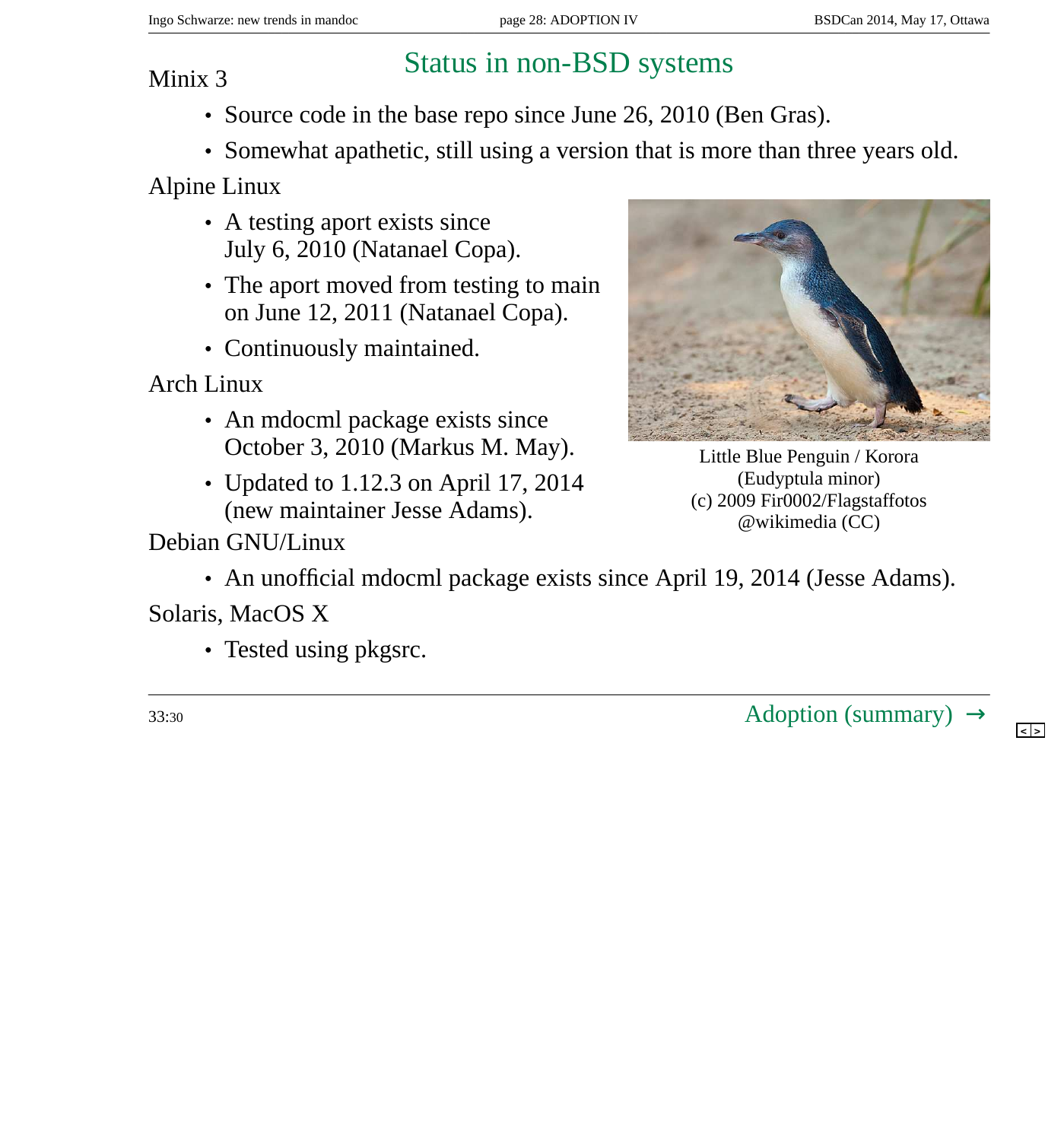# Status in non-BSD systems

Minix 3

- Source code in the base repo since June 26, 2010 (Ben Gras).
- Somewhat apathetic, still using a version that is more than three years old.

Alpine Linux

- A testing aport exists since July 6, 2010 (Natanael Copa).
- The aport moved from testing to main on June 12, 2011 (Natanael Copa).
- Continuously maintained.

Arch Linux

- An mdocml package exists since October 3, 2010 (Markus M. May).
- Updated to 1.12.3 on April 17, 2014 (new maintainer Jesse Adams).

Debian GNU/Linux

- An unofficial mdocml package exists since April 19, 2014 (Jesse Adams).

Solaris, MacOS X

- Tested using pkgsrc.

Little Blue Penguin / Korora (Eudyptula minor) (c) 2009 Fir0002/Flagstaffotos @wikimedia (CC)

33:30

Adoption (summary) →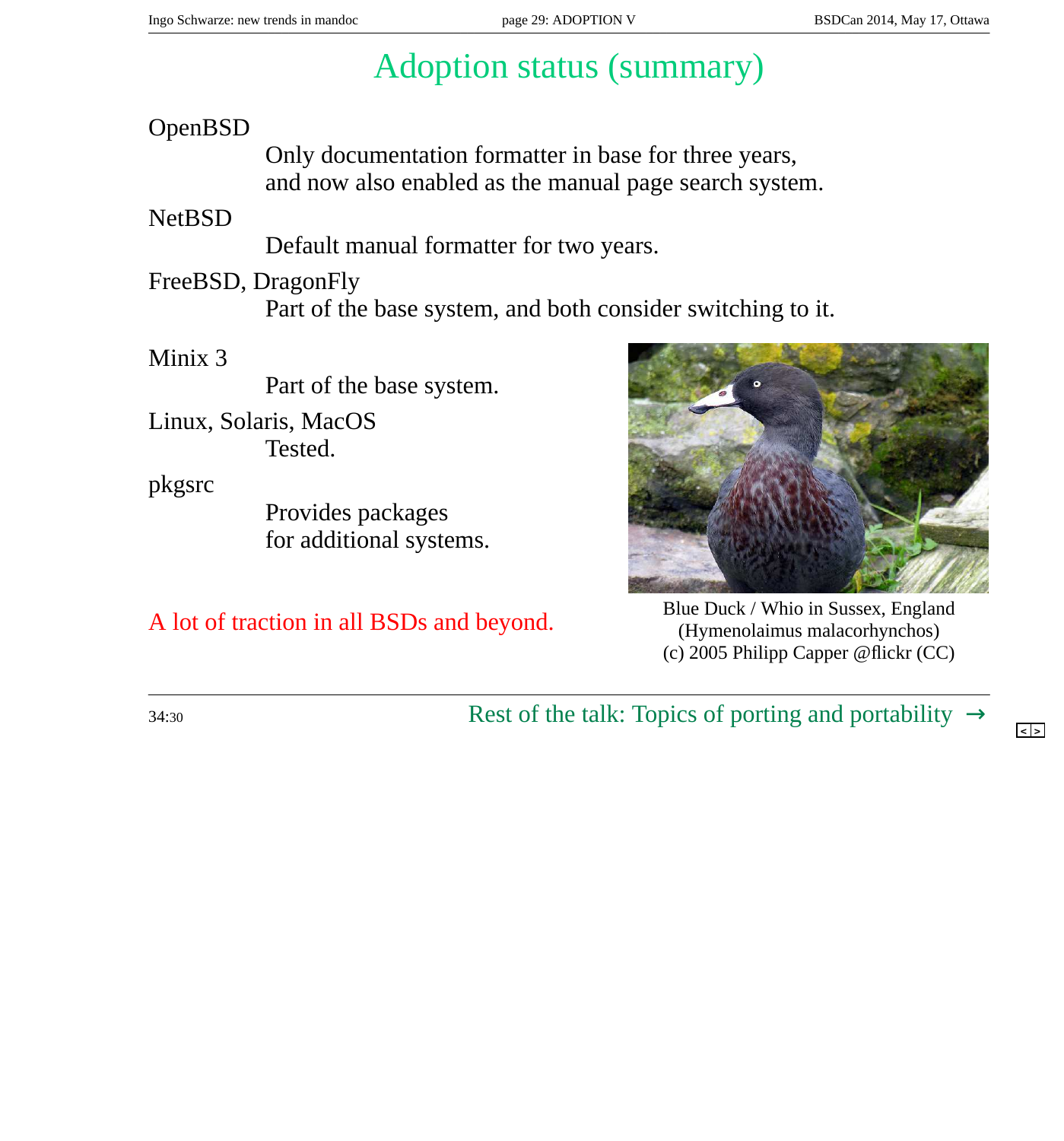# Adoption status (summary)

**OpenBSD**
: Only documentation formatter in base for three years, and now also enabled as the manual page search system.

**NetBSD**
: Default manual formatter for two years.

**FreeBSD, DragonFly**
: Part of the base system, and both consider switching to it.

**Minix 3**
: Part of the base system.

**Linux, Solaris, MacOS**
: Tested.

**pkgsrc**
: Provides packages for additional systems.

A lot of traction in all BSDs and beyond.

Blue Duck / Whio in Sussex, England
(Hymenolaimus malacorhynchos)
(c) 2005 Philipp Capper @flickr (CC)

34:30

Rest of the talk: Topics of porting and portability →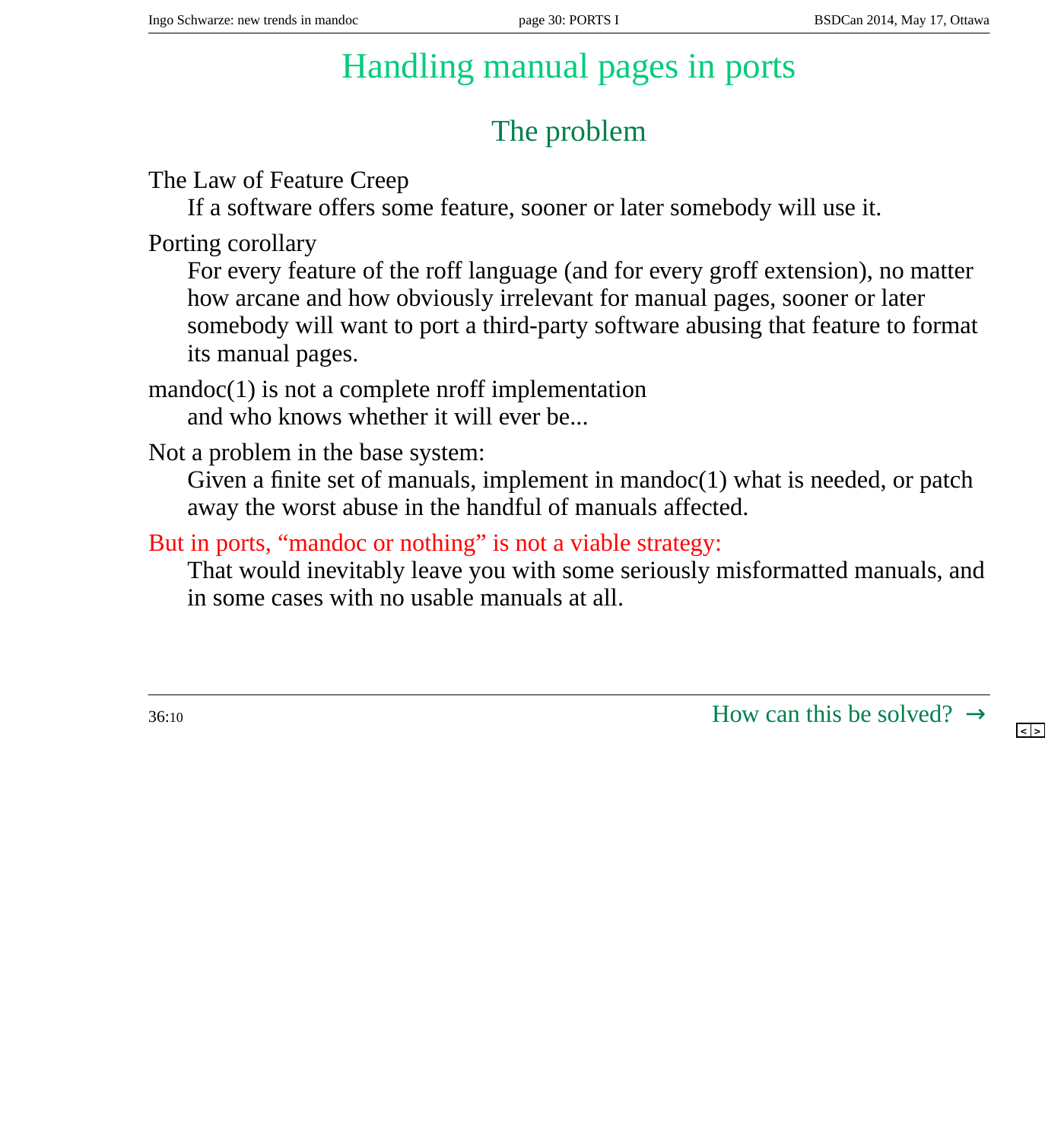# Handling manual pages in ports

## The problem

The Law of Feature Creep

If a software offers some feature, sooner or later somebody will use it.

Porting corollary

For every feature of the roff language (and for every groff extension), no matter how arcane and how obviously irrelevant for manual pages, sooner or later somebody will want to port a third-party software abusing that feature to format its manual pages.

mandoc(1) is not a complete nroff implementation

and who knows whether it will ever be...

Not a problem in the base system:

Given a finite set of manuals, implement in mandoc(1) what is needed, or patch away the worst abuse in the handful of manuals affected.

But in ports, "mandoc or nothing" is not a viable strategy:

That would inevitably leave you with some seriously misformatted manuals, and in some cases with no usable manuals at all.

36:10

How can this be solved? →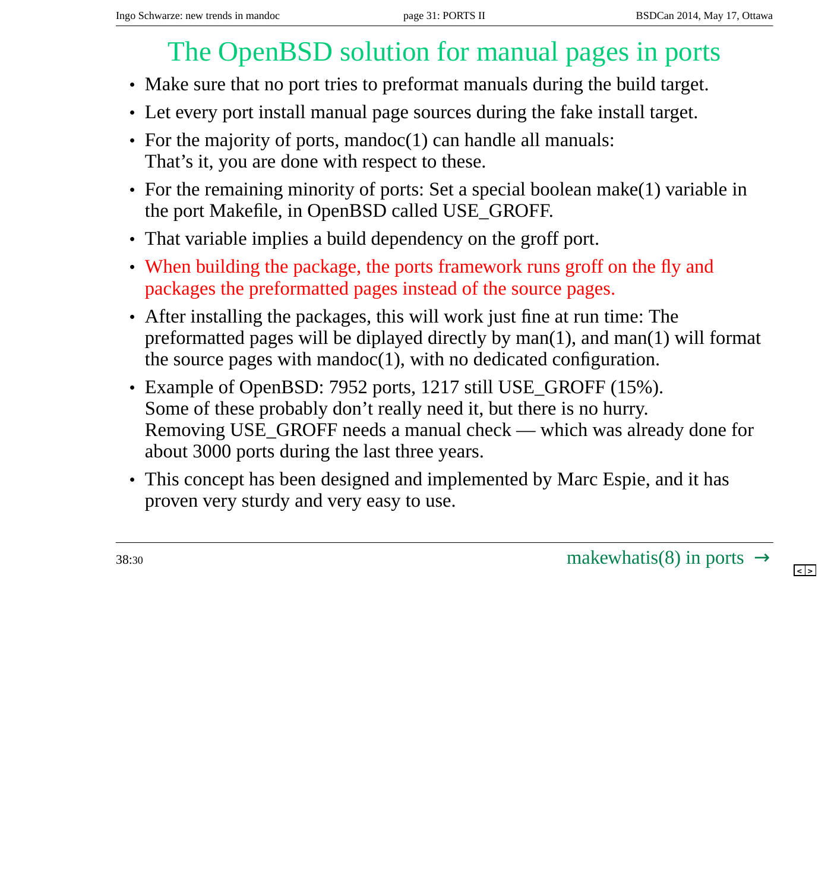# The OpenBSD solution for manual pages in ports

- Make sure that no port tries to preformat manuals during the build target.
- Let every port install manual page sources during the fake install target.
- For the majority of ports, mandoc(1) can handle all manuals:
  That's it, you are done with respect to these.
- For the remaining minority of ports: Set a special boolean make(1) variable in the port Makefile, in OpenBSD called USE_GROFF.
- That variable implies a build dependency on the groff port.
- When building the package, the ports framework runs groff on the fly and packages the preformatted pages instead of the source pages.
- After installing the packages, this will work just fine at run time: The preformatted pages will be diplayed directly by man(1), and man(1) will format the source pages with mandoc(1), with no dedicated configuration.
- Example of OpenBSD: 7952 ports, 1217 still USE_GROFF (15%).
  Some of these probably don't really need it, but there is no hurry.
  Removing USE_GROFF needs a manual check — which was already done for about 3000 ports during the last three years.
- This concept has been designed and implemented by Marc Espie, and it has proven very sturdy and very easy to use.

38:30

makewhatis(8) in ports →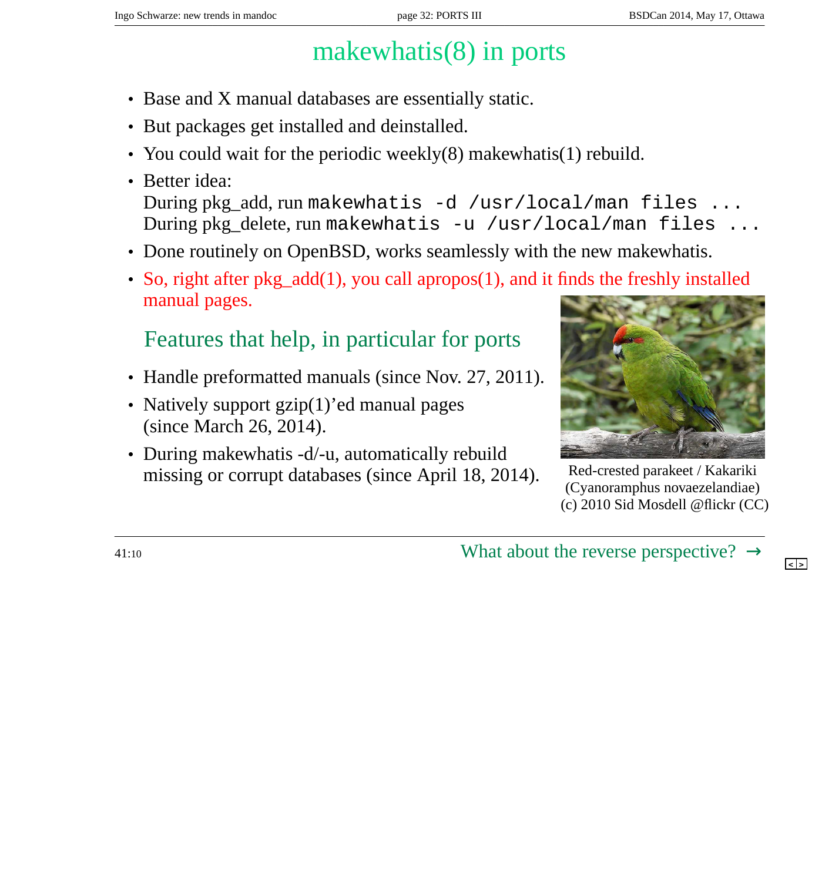# makewhatis(8) in ports

- Base and X manual databases are essentially static.
- But packages get installed and deinstalled.
- You could wait for the periodic weekly(8) makewhatis(1) rebuild.
- Better idea:
  During pkg_add, run `makewhatis -d /usr/local/man files ...`
  During pkg_delete, run `makewhatis -u /usr/local/man files ...`
- Done routinely on OpenBSD, works seamlessly with the new makewhatis.
- So, right after pkg_add(1), you call apropos(1), and it finds the freshly installed manual pages.

## Features that help, in particular for ports

- Handle preformatted manuals (since Nov. 27, 2011).
- Natively support gzip(1)'ed manual pages (since March 26, 2014).
- During makewhatis -d/-u, automatically rebuild missing or corrupt databases (since April 18, 2014).

Red-crested parakeet / Kakariki
(Cyanoramphus novaezelandiae)
(c) 2010 Sid Mosdell @flickr (CC)

41:10

What about the reverse perspective? →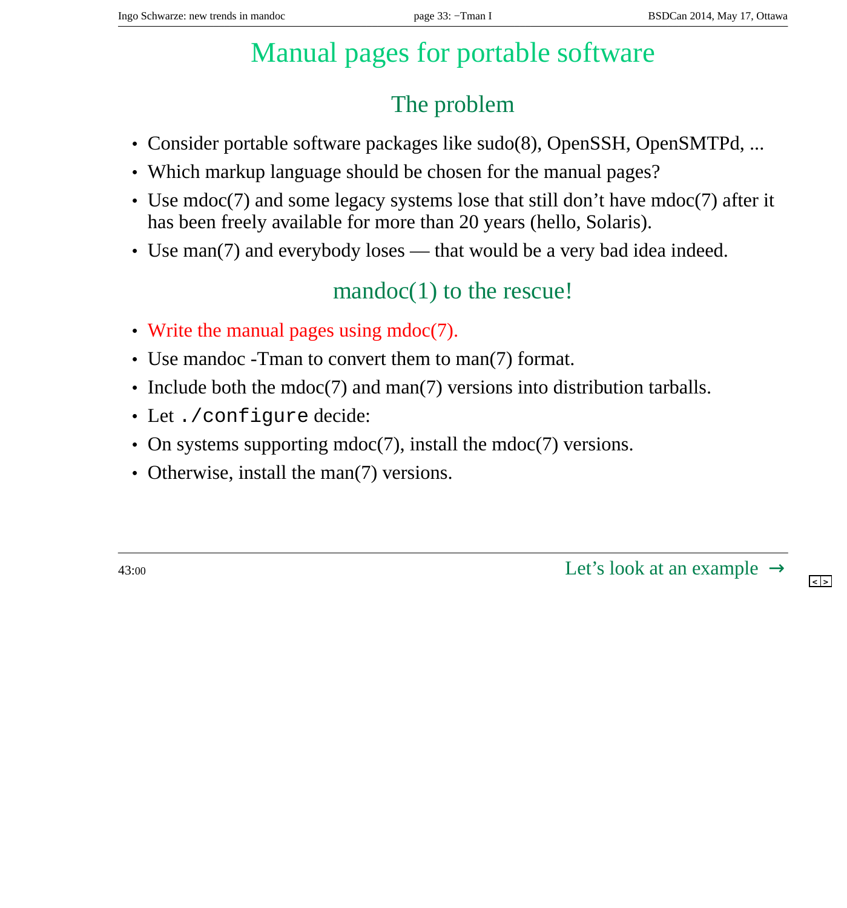# Manual pages for portable software

## The problem

- Consider portable software packages like sudo(8), OpenSSH, OpenSMTPd, ...
- Which markup language should be chosen for the manual pages?
- Use mdoc(7) and some legacy systems lose that still don't have mdoc(7) after it has been freely available for more than 20 years (hello, Solaris).
- Use man(7) and everybody loses — that would be a very bad idea indeed.

## mandoc(1) to the rescue!

- Write the manual pages using mdoc(7).
- Use mandoc -Tman to convert them to man(7) format.
- Include both the mdoc(7) and man(7) versions into distribution tarballs.
- Let `./configure` decide:
- On systems supporting mdoc(7), install the mdoc(7) versions.
- Otherwise, install the man(7) versions.

43:00

Let's look at an example →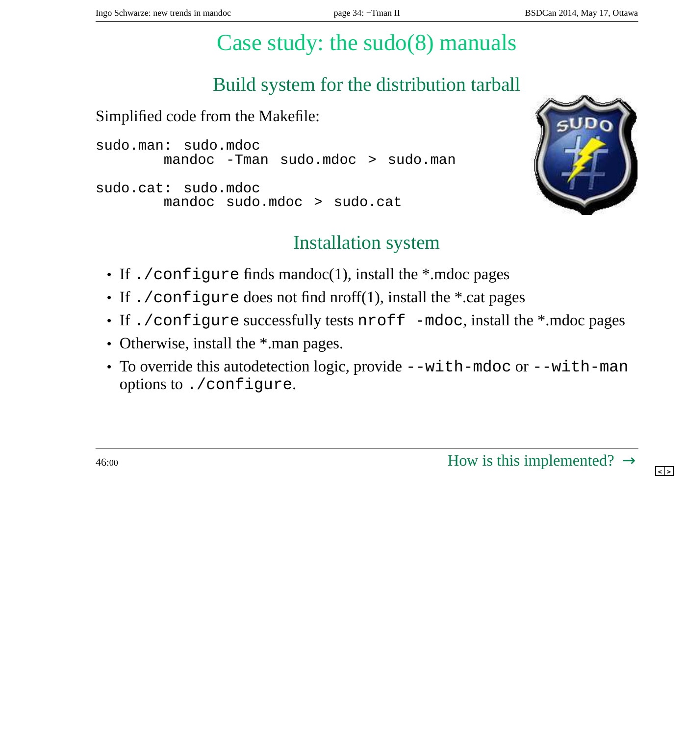# Case study: the sudo(8) manuals

## Build system for the distribution tarball

Simplified code from the Makefile:

```
sudo.man: sudo.mdoc
        mandoc -Tman sudo.mdoc > sudo.man

sudo.cat: sudo.mdoc
        mandoc sudo.mdoc > sudo.cat
```

## Installation system

- If `./configure` finds mandoc(1), install the *.mdoc pages
- If `./configure` does not find nroff(1), install the *.cat pages
- If `./configure` successfully tests `nroff -mdoc`, install the *.mdoc pages
- Otherwise, install the *.man pages.
- To override this autodetection logic, provide `--with-mdoc` or `--with-man` options to `./configure`.

46:00

How is this implemented? →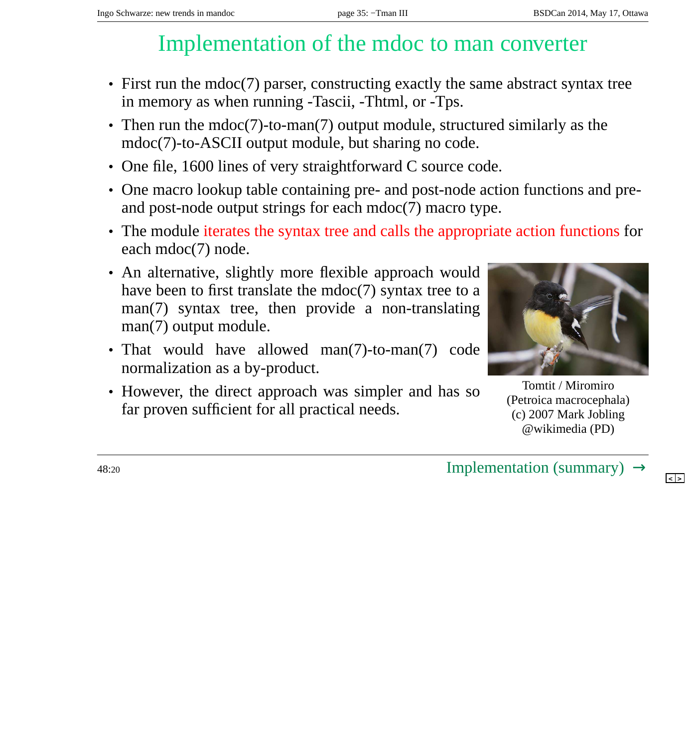# Implementation of the mdoc to man converter

- First run the mdoc(7) parser, constructing exactly the same abstract syntax tree in memory as when running -Tascii, -Thtml, or -Tps.
- Then run the mdoc(7)-to-man(7) output module, structured similarly as the mdoc(7)-to-ASCII output module, but sharing no code.
- One file, 1600 lines of very straightforward C source code.
- One macro lookup table containing pre- and post-node action functions and pre- and post-node output strings for each mdoc(7) macro type.
- The module iterates the syntax tree and calls the appropriate action functions for each mdoc(7) node.
- An alternative, slightly more flexible approach would have been to first translate the mdoc(7) syntax tree to a man(7) syntax tree, then provide a non-translating man(7) output module.
- That would have allowed man(7)-to-man(7) code normalization as a by-product.
- However, the direct approach was simpler and has so far proven sufficient for all practical needs.

Tomtit / Miromiro
(Petroica macrocephala)
(c) 2007 Mark Jobling
@wikimedia (PD)

48:20

Implementation (summary) →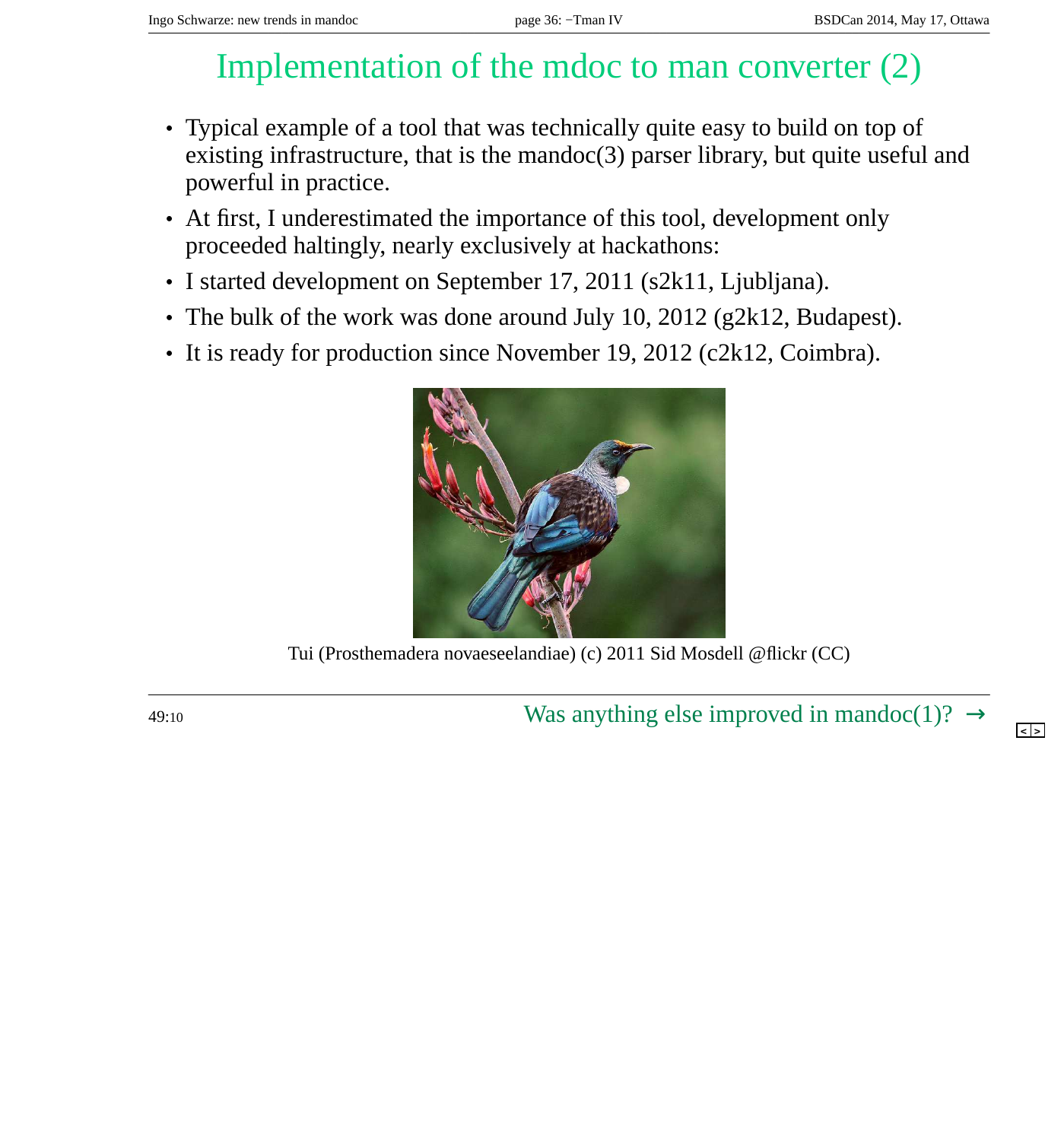# Implementation of the mdoc to man converter (2)

- Typical example of a tool that was technically quite easy to build on top of existing infrastructure, that is the mandoc(3) parser library, but quite useful and powerful in practice.
- At first, I underestimated the importance of this tool, development only proceeded haltingly, nearly exclusively at hackathons:
- I started development on September 17, 2011 (s2k11, Ljubljana).
- The bulk of the work was done around July 10, 2012 (g2k12, Budapest).
- It is ready for production since November 19, 2012 (c2k12, Coimbra).

Tui (Prosthemadera novaeseelandiae) (c) 2011 Sid Mosdell @flickr (CC)

49:10

Was anything else improved in mandoc(1)? →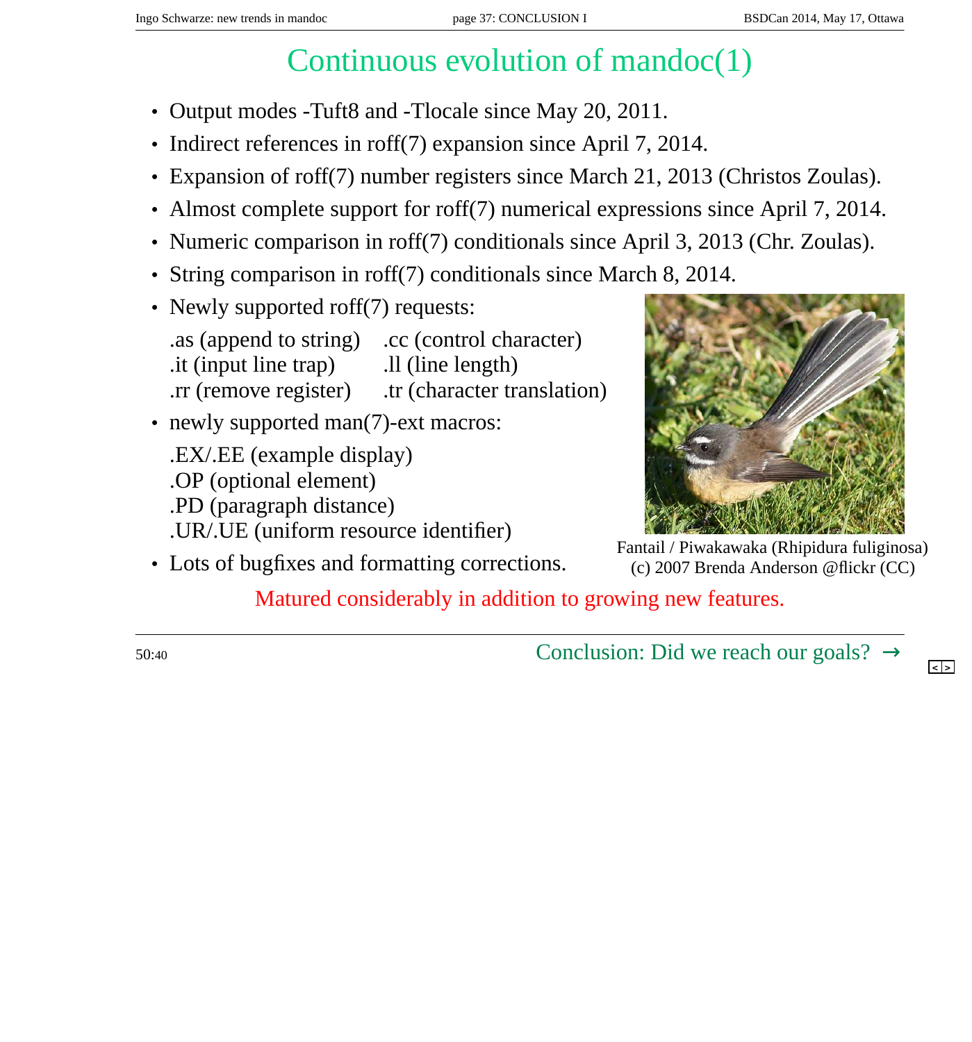# Continuous evolution of mandoc(1)

- Output modes -Tuft8 and -Tlocale since May 20, 2011.
- Indirect references in roff(7) expansion since April 7, 2014.
- Expansion of roff(7) number registers since March 21, 2013 (Christos Zoulas).
- Almost complete support for roff(7) numerical expressions since April 7, 2014.
- Numeric comparison in roff(7) conditionals since April 3, 2013 (Chr. Zoulas).
- String comparison in roff(7) conditionals since March 8, 2014.
- Newly supported roff(7) requests:

  .as (append to string) .cc (control character)
  .it (input line trap) .ll (line length)
  .rr (remove register) .tr (character translation)

- newly supported man(7)-ext macros:

  .EX/.EE (example display)
  .OP (optional element)
  .PD (paragraph distance)
  .UR/.UE (uniform resource identifier)

- Lots of bugfixes and formatting corrections.

Fantail / Piwakawaka (Rhipidura fuliginosa)
(c) 2007 Brenda Anderson @flickr (CC)

Matured considerably in addition to growing new features.

50:40

Conclusion: Did we reach our goals? →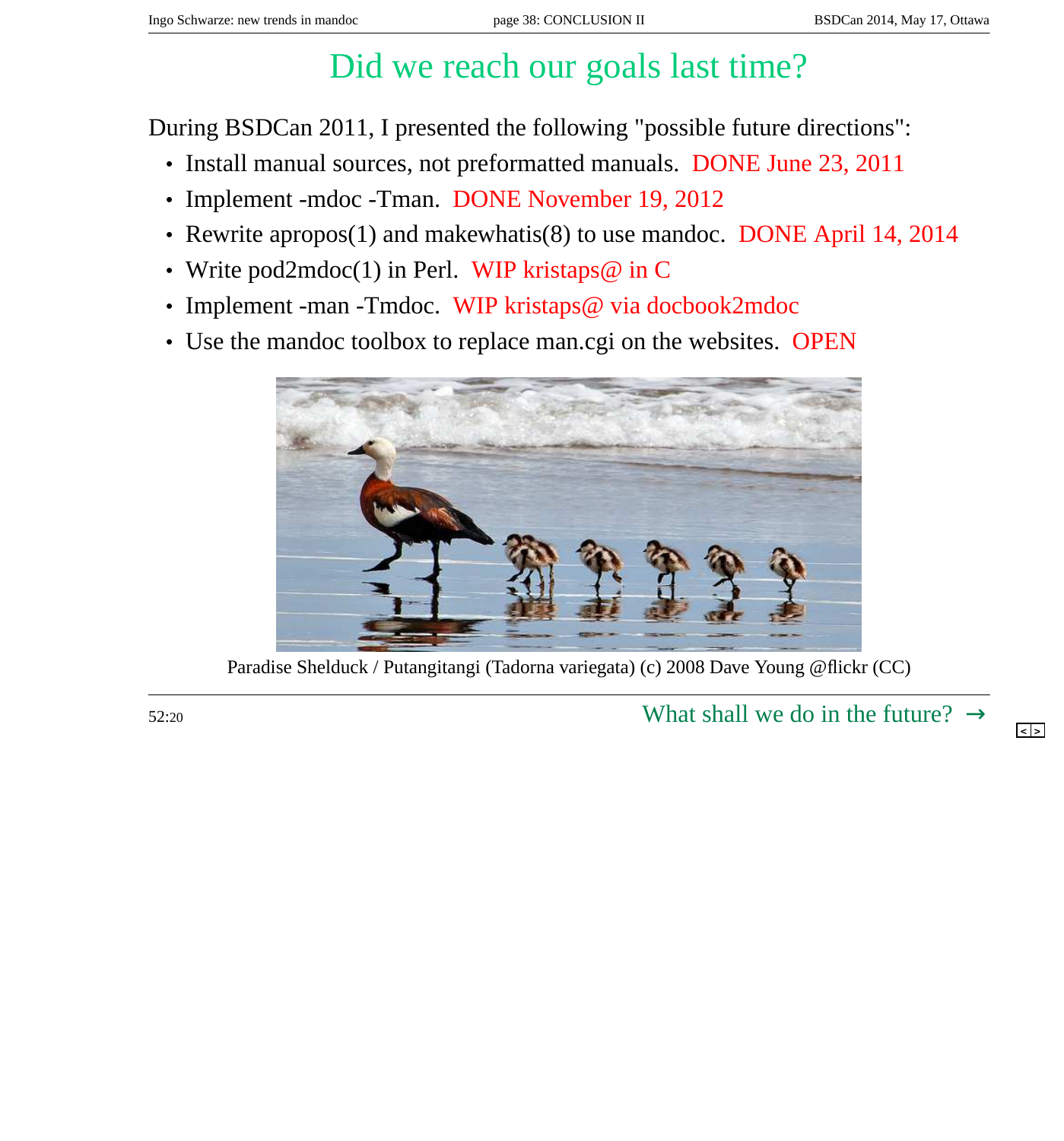# Did we reach our goals last time?

During BSDCan 2011, I presented the following "possible future directions":

- Install manual sources, not preformatted manuals. DONE June 23, 2011
- Implement -mdoc -Tman. DONE November 19, 2012
- Rewrite apropos(1) and makewhatis(8) to use mandoc. DONE April 14, 2014
- Write pod2mdoc(1) in Perl. WIP kristaps@ in C
- Implement -man -Tmdoc. WIP kristaps@ via docbook2mdoc
- Use the mandoc toolbox to replace man.cgi on the websites. OPEN

Paradise Shelduck / Putangitangi (Tadorna variegata) (c) 2008 Dave Young @flickr (CC)

52:20

What shall we do in the future? →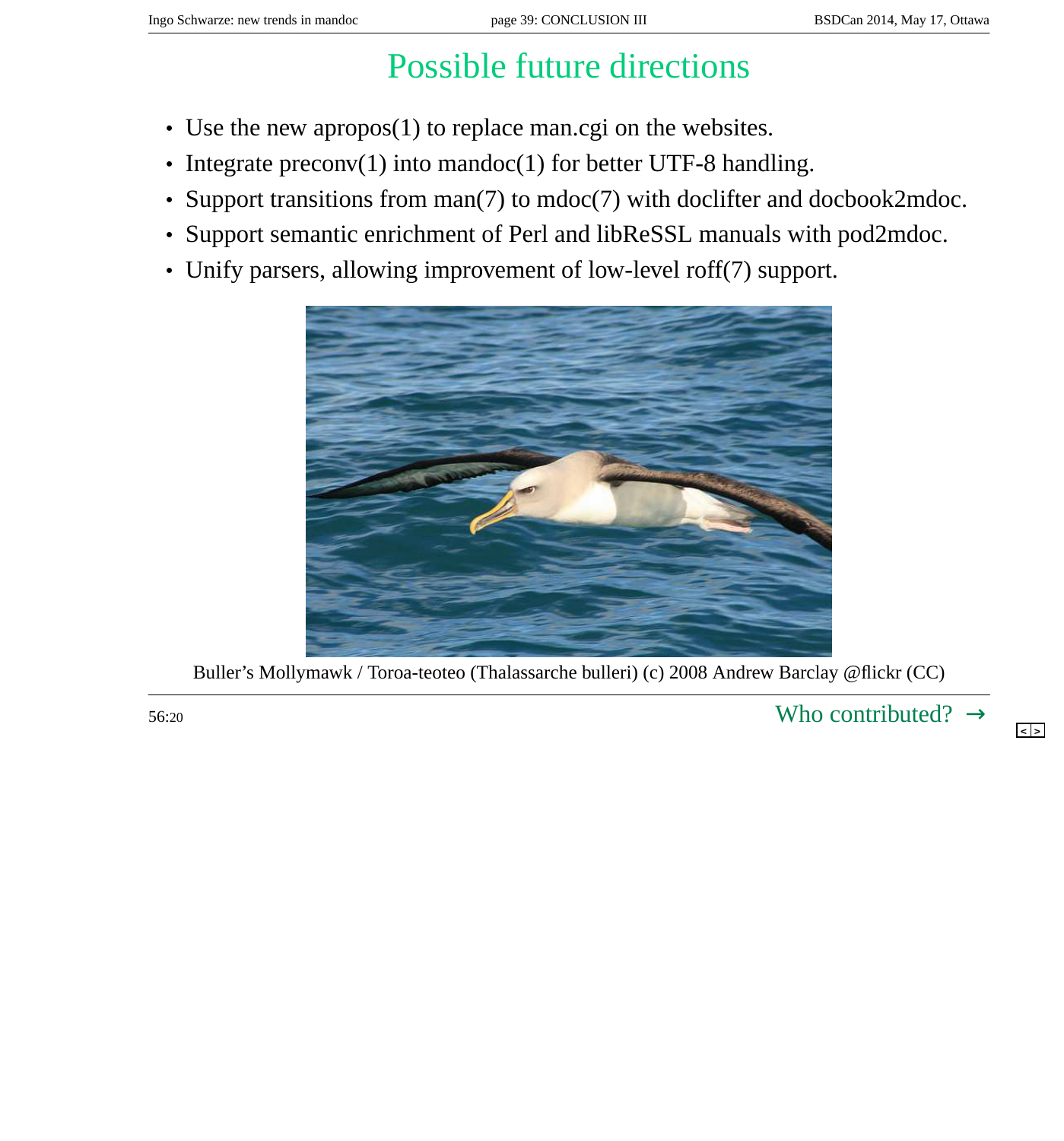# Possible future directions

- Use the new apropos(1) to replace man.cgi on the websites.
- Integrate preconv(1) into mandoc(1) for better UTF-8 handling.
- Support transitions from man(7) to mdoc(7) with doclifter and docbook2mdoc.
- Support semantic enrichment of Perl and libReSSL manuals with pod2mdoc.
- Unify parsers, allowing improvement of low-level roff(7) support.

Buller's Mollymawk / Toroa-teoteo (Thalassarche bulleri) (c) 2008 Andrew Barclay @flickr (CC)

56:20

Who contributed? →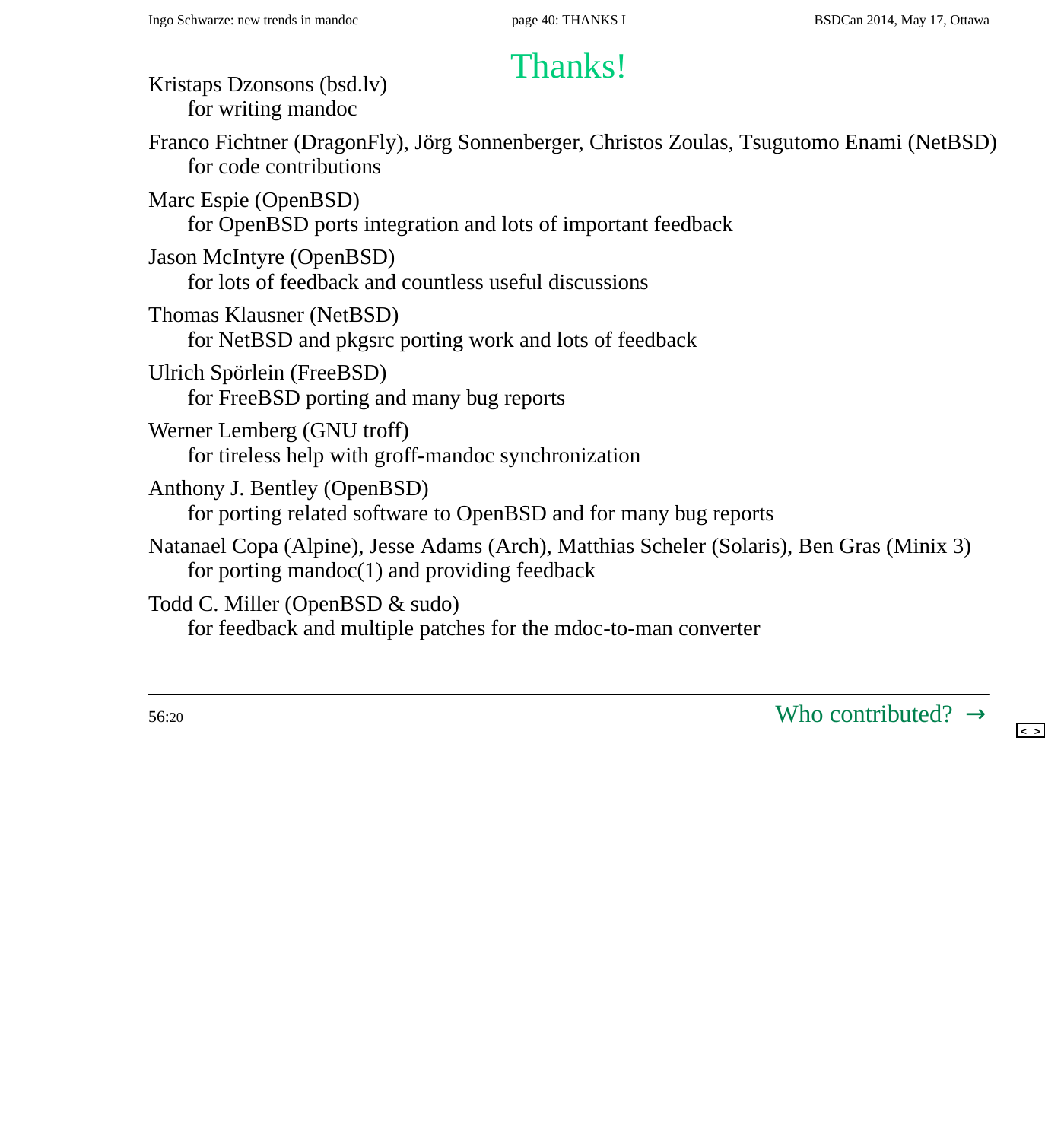# Thanks!

Kristaps Dzonsons (bsd.lv)
for writing mandoc

Franco Fichtner (DragonFly), Jörg Sonnenberger, Christos Zoulas, Tsugutomo Enami (NetBSD)
for code contributions

Marc Espie (OpenBSD)
for OpenBSD ports integration and lots of important feedback

Jason McIntyre (OpenBSD)
for lots of feedback and countless useful discussions

Thomas Klausner (NetBSD)
for NetBSD and pkgsrc porting work and lots of feedback

Ulrich Spörlein (FreeBSD)
for FreeBSD porting and many bug reports

Werner Lemberg (GNU troff)
for tireless help with groff-mandoc synchronization

Anthony J. Bentley (OpenBSD)
for porting related software to OpenBSD and for many bug reports

Natanael Copa (Alpine), Jesse Adams (Arch), Matthias Scheler (Solaris), Ben Gras (Minix 3)
for porting mandoc(1) and providing feedback

Todd C. Miller (OpenBSD & sudo)
for feedback and multiple patches for the mdoc-to-man converter

56:20

Who contributed? →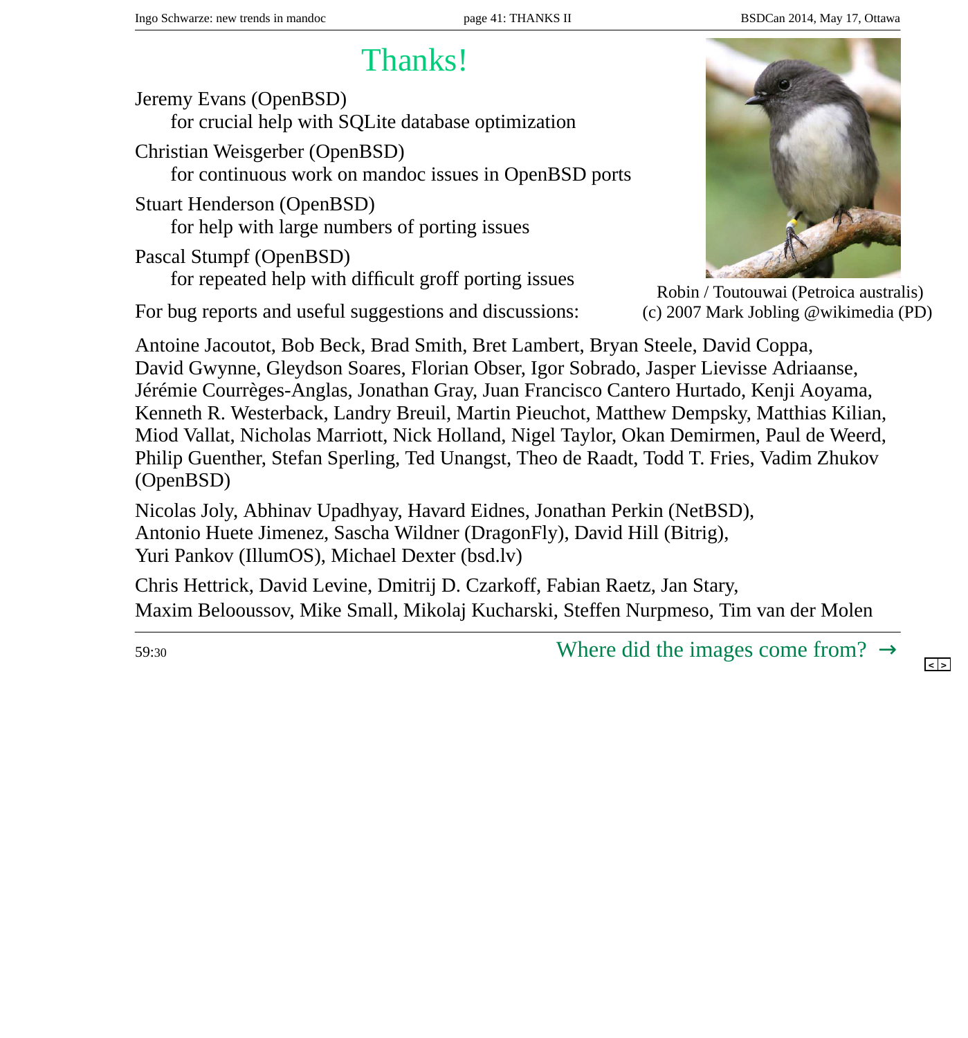# Thanks!

Jeremy Evans (OpenBSD)
for crucial help with SQLite database optimization

Christian Weisgerber (OpenBSD)
for continuous work on mandoc issues in OpenBSD ports

Stuart Henderson (OpenBSD)
for help with large numbers of porting issues

Pascal Stumpf (OpenBSD)
for repeated help with difficult groff porting issues

Robin / Toutouwai (Petroica australis)
(c) 2007 Mark Jobling @wikimedia (PD)

For bug reports and useful suggestions and discussions:

Antoine Jacoutot, Bob Beck, Brad Smith, Bret Lambert, Bryan Steele, David Coppa, David Gwynne, Gleydson Soares, Florian Obser, Igor Sobrado, Jasper Lievisse Adriaanse, Jérémie Courrèges-Anglas, Jonathan Gray, Juan Francisco Cantero Hurtado, Kenji Aoyama, Kenneth R. Westerback, Landry Breuil, Martin Pieuchot, Matthew Dempsky, Matthias Kilian, Miod Vallat, Nicholas Marriott, Nick Holland, Nigel Taylor, Okan Demirmen, Paul de Weerd, Philip Guenther, Stefan Sperling, Ted Unangst, Theo de Raadt, Todd T. Fries, Vadim Zhukov (OpenBSD)

Nicolas Joly, Abhinav Upadhyay, Havard Eidnes, Jonathan Perkin (NetBSD), Antonio Huete Jimenez, Sascha Wildner (DragonFly), David Hill (Bitrig), Yuri Pankov (IllumOS), Michael Dexter (bsd.lv)

Chris Hettrick, David Levine, Dmitrij D. Czarkoff, Fabian Raetz, Jan Stary, Maxim Belooussov, Mike Small, Mikolaj Kucharski, Steffen Nurpmeso, Tim van der Molen

59:30

Where did the images come from? →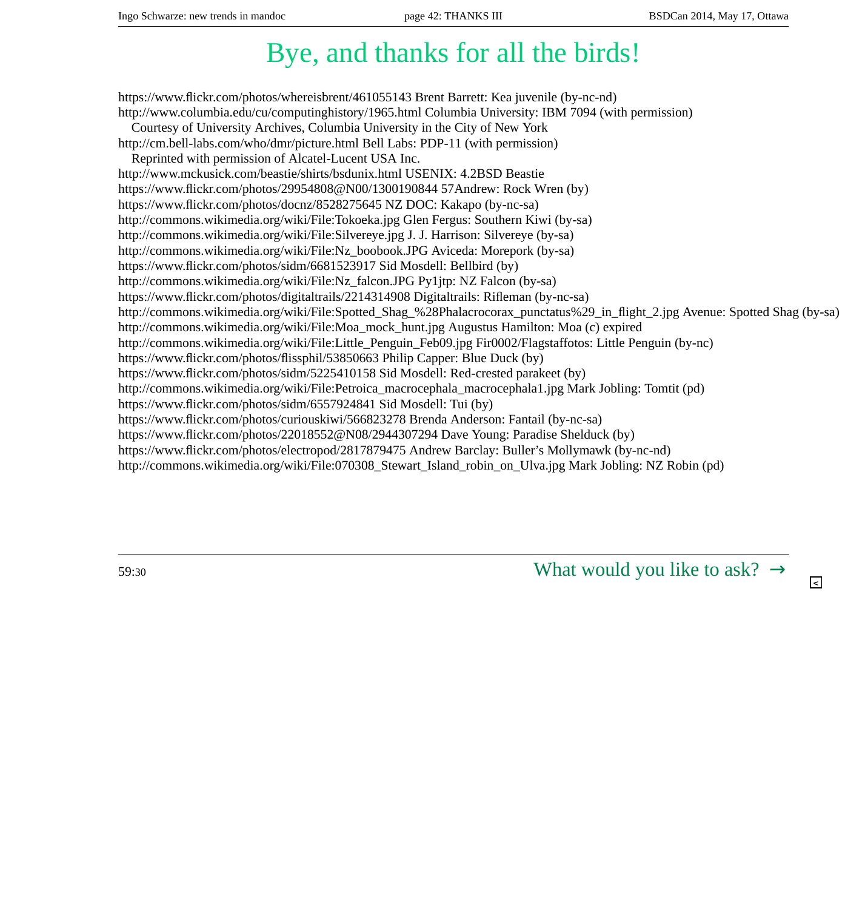# Bye, and thanks for all the birds!

https://www.flickr.com/photos/whereisbrent/461055143 Brent Barrett: Kea juvenile (by-nc-nd)
http://www.columbia.edu/cu/computinghistory/1965.html Columbia University: IBM 7094 (with permission)
  Courtesy of University Archives, Columbia University in the City of New York
http://cm.bell-labs.com/who/dmr/picture.html Bell Labs: PDP-11 (with permission)
  Reprinted with permission of Alcatel-Lucent USA Inc.
http://www.mckusick.com/beastie/shirts/bsdunix.html USENIX: 4.2BSD Beastie
https://www.flickr.com/photos/29954808@N00/1300190844 57Andrew: Rock Wren (by)
https://www.flickr.com/photos/docnz/8528275645 NZ DOC: Kakapo (by-nc-sa)
http://commons.wikimedia.org/wiki/File:Tokoeka.jpg Glen Fergus: Southern Kiwi (by-sa)
http://commons.wikimedia.org/wiki/File:Silvereye.jpg J. J. Harrison: Silvereye (by-sa)
http://commons.wikimedia.org/wiki/File:Nz_boobook.JPG Aviceda: Morepork (by-sa)
https://www.flickr.com/photos/sidm/6681523917 Sid Mosdell: Bellbird (by)
http://commons.wikimedia.org/wiki/File:Nz_falcon.JPG Py1jtp: NZ Falcon (by-sa)
https://www.flickr.com/photos/digitaltrails/2214314908 Digitaltrails: Rifleman (by-nc-sa)
http://commons.wikimedia.org/wiki/File:Spotted_Shag_%28Phalacrocorax_punctatus%29_in_flight_2.jpg Avenue: Spotted Shag (by-sa)
http://commons.wikimedia.org/wiki/File:Moa_mock_hunt.jpg Augustus Hamilton: Moa (c) expired
http://commons.wikimedia.org/wiki/File:Little_Penguin_Feb09.jpg Fir0002/Flagstaffotos: Little Penguin (by-nc)
https://www.flickr.com/photos/flissphil/53850663 Philip Capper: Blue Duck (by)
https://www.flickr.com/photos/sidm/5225410158 Sid Mosdell: Red-crested parakeet (by)
http://commons.wikimedia.org/wiki/File:Petroica_macrocephala_macrocephala1.jpg Mark Jobling: Tomtit (pd)
https://www.flickr.com/photos/sidm/6557924841 Sid Mosdell: Tui (by)
https://www.flickr.com/photos/curiouskiwi/566823278 Brenda Anderson: Fantail (by-nc-sa)
https://www.flickr.com/photos/22018552@N08/2944307294 Dave Young: Paradise Shelduck (by)
https://www.flickr.com/photos/electropod/2817879475 Andrew Barclay: Buller’s Mollymawk (by-nc-nd)
http://commons.wikimedia.org/wiki/File:070308_Stewart_Island_robin_on_Ulva.jpg Mark Jobling: NZ Robin (pd)

59:30

What would you like to ask? →